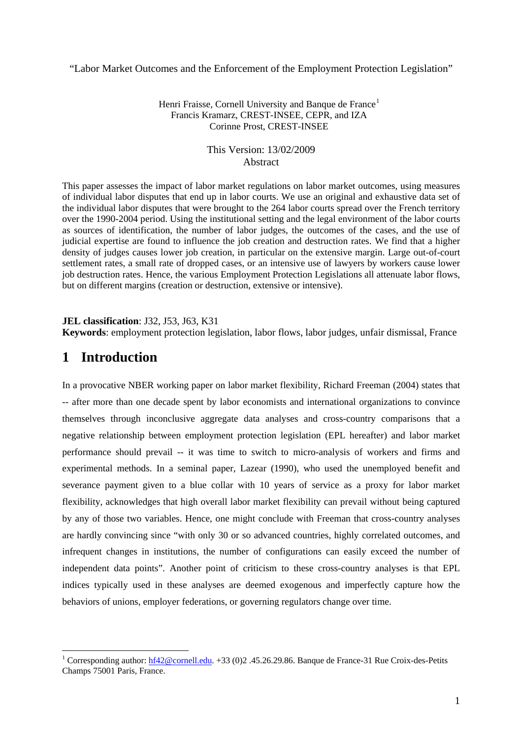“Labor Market Outcomes and the Enforcement of the Employment Protection Legislation”

Henri Fraisse, Cornell University and Banque de France[1]
Francis Kramarz, CREST-INSEE, CEPR, and IZA
Corinne Prost, CREST-INSEE

This Version: 13/02/2009

Abstract

This paper assesses the impact of labor market regulations on labor market outcomes, using measures of individual labor disputes that end up in labor courts. We use an original and exhaustive data set of the individual labor disputes that were brought to the 264 labor courts spread over the French territory over the 1990-2004 period. Using the institutional setting and the legal environment of the labor courts as sources of identification, the number of labor judges, the outcomes of the cases, and the use of judicial expertise are found to influence the job creation and destruction rates. We find that a higher density of judges causes lower job creation, in particular on the extensive margin. Large out-of-court settlement rates, a small rate of dropped cases, or an intensive use of lawyers by workers cause lower job destruction rates. Hence, the various Employment Protection Legislations all attenuate labor flows, but on different margins (creation or destruction, extensive or intensive).

**JEL classification**: J32, J53, J63, K31

**Keywords**: employment protection legislation, labor flows, labor judges, unfair dismissal, France

# 1 Introduction

In a provocative NBER working paper on labor market flexibility, Richard Freeman (2004) states that -- after more than one decade spent by labor economists and international organizations to convince themselves through inconclusive aggregate data analyses and cross-country comparisons that a negative relationship between employment protection legislation (EPL hereafter) and labor market performance should prevail -- it was time to switch to micro-analysis of workers and firms and experimental methods. In a seminal paper, Lazear (1990), who used the unemployed benefit and severance payment given to a blue collar with 10 years of service as a proxy for labor market flexibility, acknowledges that high overall labor market flexibility can prevail without being captured by any of those two variables. Hence, one might conclude with Freeman that cross-country analyses are hardly convincing since “with only 30 or so advanced countries, highly correlated outcomes, and infrequent changes in institutions, the number of configurations can easily exceed the number of independent data points”. Another point of criticism to these cross-country analyses is that EPL indices typically used in these analyses are deemed exogenous and imperfectly capture how the behaviors of unions, employer federations, or governing regulators change over time.

[1] Corresponding author: hf42@cornell.edu. +33 (0)2 .45.26.29.86. Banque de France-31 Rue Croix-des-Petits Champs 75001 Paris, France.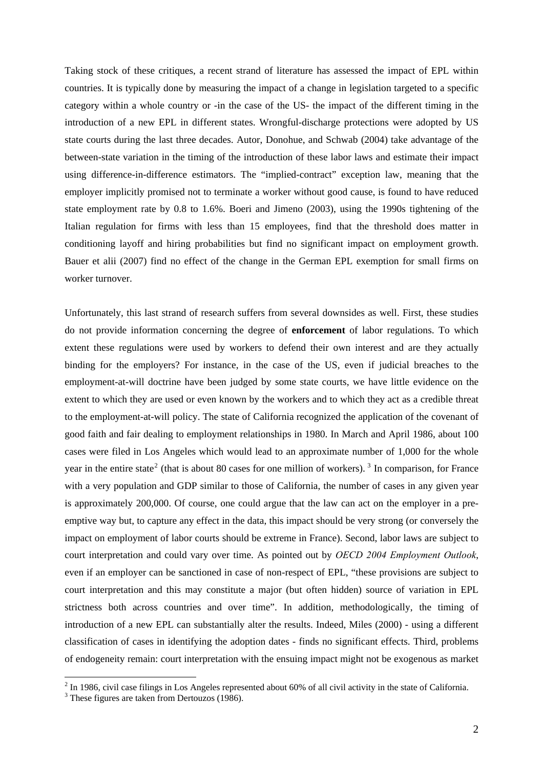Taking stock of these critiques, a recent strand of literature has assessed the impact of EPL within countries. It is typically done by measuring the impact of a change in legislation targeted to a specific category within a whole country or -in the case of the US- the impact of the different timing in the introduction of a new EPL in different states. Wrongful-discharge protections were adopted by US state courts during the last three decades. Autor, Donohue, and Schwab (2004) take advantage of the between-state variation in the timing of the introduction of these labor laws and estimate their impact using difference-in-difference estimators. The "implied-contract" exception law, meaning that the employer implicitly promised not to terminate a worker without good cause, is found to have reduced state employment rate by 0.8 to 1.6%. Boeri and Jimeno (2003), using the 1990s tightening of the Italian regulation for firms with less than 15 employees, find that the threshold does matter in conditioning layoff and hiring probabilities but find no significant impact on employment growth. Bauer et alii (2007) find no effect of the change in the German EPL exemption for small firms on worker turnover.

Unfortunately, this last strand of research suffers from several downsides as well. First, these studies do not provide information concerning the degree of **enforcement** of labor regulations. To which extent these regulations were used by workers to defend their own interest and are they actually binding for the employers? For instance, in the case of the US, even if judicial breaches to the employment-at-will doctrine have been judged by some state courts, we have little evidence on the extent to which they are used or even known by the workers and to which they act as a credible threat to the employment-at-will policy. The state of California recognized the application of the covenant of good faith and fair dealing to employment relationships in 1980. In March and April 1986, about 100 cases were filed in Los Angeles which would lead to an approximate number of 1,000 for the whole year in the entire state[2] (that is about 80 cases for one million of workers). [3] In comparison, for France with a very population and GDP similar to those of California, the number of cases in any given year is approximately 200,000. Of course, one could argue that the law can act on the employer in a pre-emptive way but, to capture any effect in the data, this impact should be very strong (or conversely the impact on employment of labor courts should be extreme in France). Second, labor laws are subject to court interpretation and could vary over time. As pointed out by *OECD 2004 Employment Outlook*, even if an employer can be sanctioned in case of non-respect of EPL, "these provisions are subject to court interpretation and this may constitute a major (but often hidden) source of variation in EPL strictness both across countries and over time". In addition, methodologically, the timing of introduction of a new EPL can substantially alter the results. Indeed, Miles (2000) - using a different classification of cases in identifying the adoption dates - finds no significant effects. Third, problems of endogeneity remain: court interpretation with the ensuing impact might not be exogenous as market

[2] In 1986, civil case filings in Los Angeles represented about 60% of all civil activity in the state of California.

[3] These figures are taken from Dertouzos (1986).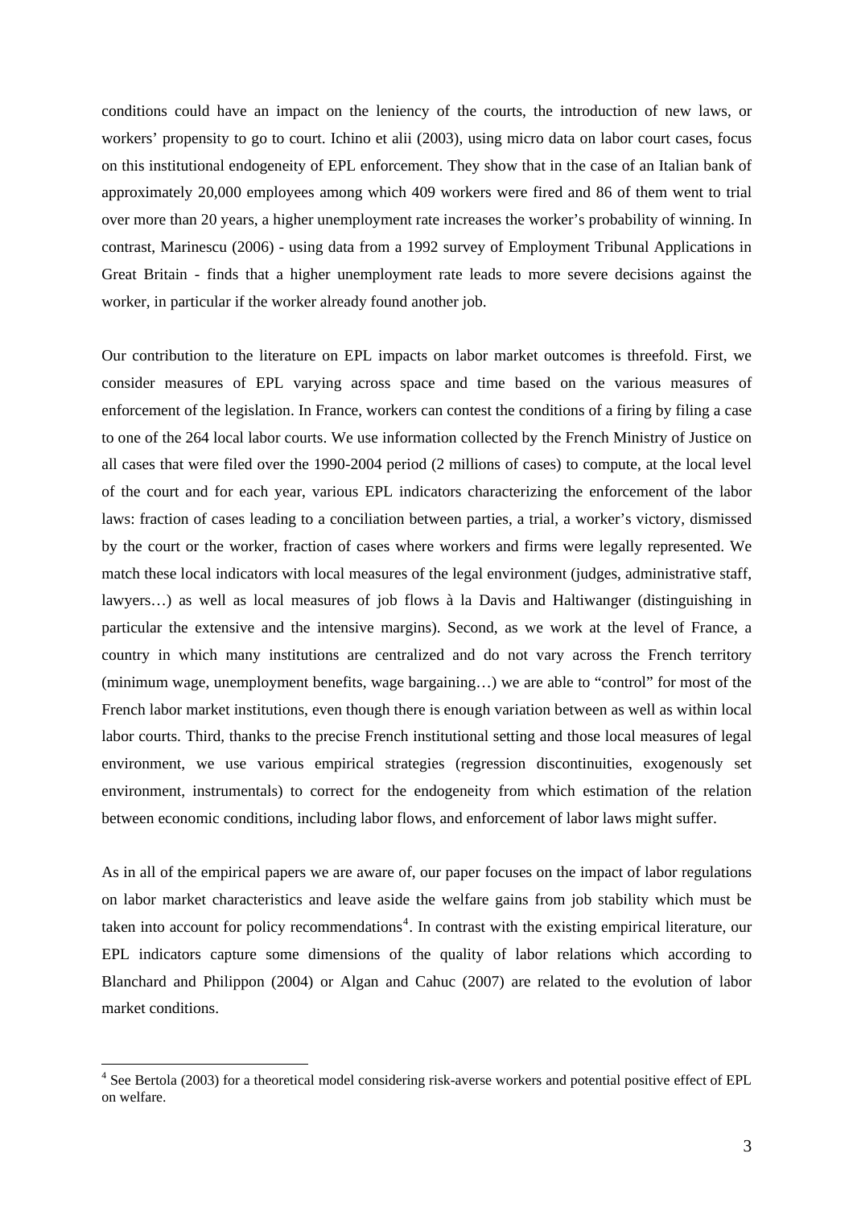conditions could have an impact on the leniency of the courts, the introduction of new laws, or workers' propensity to go to court. Ichino et alii (2003), using micro data on labor court cases, focus on this institutional endogeneity of EPL enforcement. They show that in the case of an Italian bank of approximately 20,000 employees among which 409 workers were fired and 86 of them went to trial over more than 20 years, a higher unemployment rate increases the worker's probability of winning. In contrast, Marinescu (2006) - using data from a 1992 survey of Employment Tribunal Applications in Great Britain - finds that a higher unemployment rate leads to more severe decisions against the worker, in particular if the worker already found another job.

Our contribution to the literature on EPL impacts on labor market outcomes is threefold. First, we consider measures of EPL varying across space and time based on the various measures of enforcement of the legislation. In France, workers can contest the conditions of a firing by filing a case to one of the 264 local labor courts. We use information collected by the French Ministry of Justice on all cases that were filed over the 1990-2004 period (2 millions of cases) to compute, at the local level of the court and for each year, various EPL indicators characterizing the enforcement of the labor laws: fraction of cases leading to a conciliation between parties, a trial, a worker's victory, dismissed by the court or the worker, fraction of cases where workers and firms were legally represented. We match these local indicators with local measures of the legal environment (judges, administrative staff, lawyers…) as well as local measures of job flows à la Davis and Haltiwanger (distinguishing in particular the extensive and the intensive margins). Second, as we work at the level of France, a country in which many institutions are centralized and do not vary across the French territory (minimum wage, unemployment benefits, wage bargaining…) we are able to "control" for most of the French labor market institutions, even though there is enough variation between as well as within local labor courts. Third, thanks to the precise French institutional setting and those local measures of legal environment, we use various empirical strategies (regression discontinuities, exogenously set environment, instrumentals) to correct for the endogeneity from which estimation of the relation between economic conditions, including labor flows, and enforcement of labor laws might suffer.

As in all of the empirical papers we are aware of, our paper focuses on the impact of labor regulations on labor market characteristics and leave aside the welfare gains from job stability which must be taken into account for policy recommendations[4]. In contrast with the existing empirical literature, our EPL indicators capture some dimensions of the quality of labor relations which according to Blanchard and Philippon (2004) or Algan and Cahuc (2007) are related to the evolution of labor market conditions.

[4] See Bertola (2003) for a theoretical model considering risk-averse workers and potential positive effect of EPL on welfare.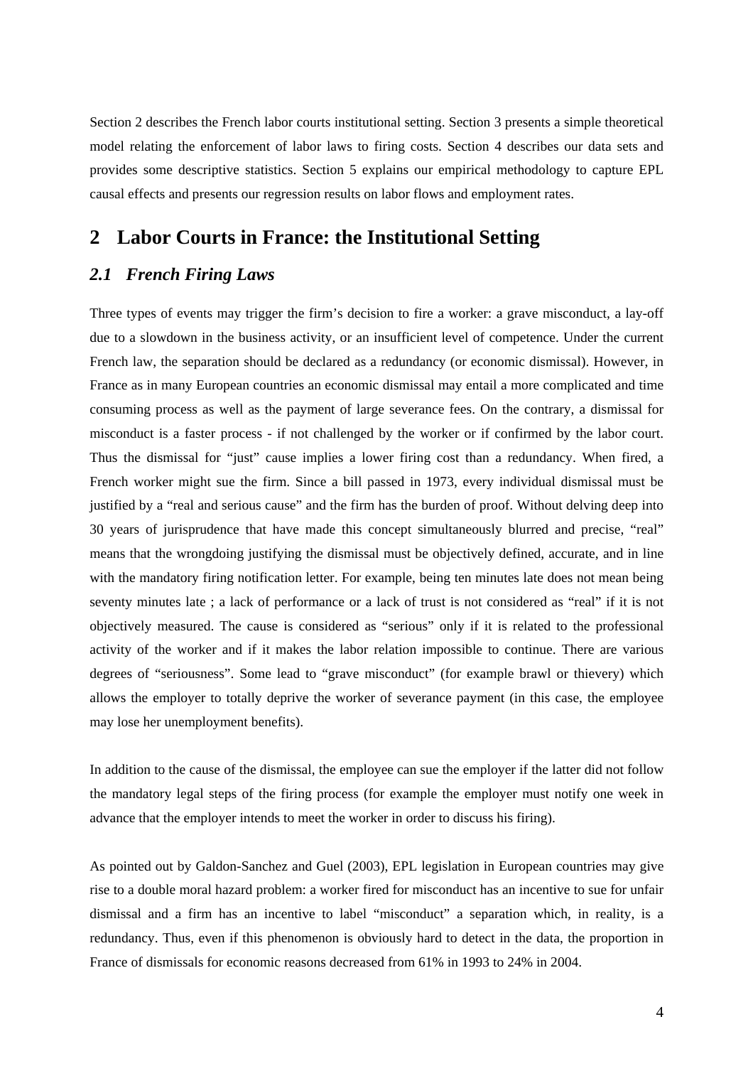Section 2 describes the French labor courts institutional setting. Section 3 presents a simple theoretical model relating the enforcement of labor laws to firing costs. Section 4 describes our data sets and provides some descriptive statistics. Section 5 explains our empirical methodology to capture EPL causal effects and presents our regression results on labor flows and employment rates.

# 2 Labor Courts in France: the Institutional Setting

## 2.1 French Firing Laws

Three types of events may trigger the firm's decision to fire a worker: a grave misconduct, a lay-off due to a slowdown in the business activity, or an insufficient level of competence. Under the current French law, the separation should be declared as a redundancy (or economic dismissal). However, in France as in many European countries an economic dismissal may entail a more complicated and time consuming process as well as the payment of large severance fees. On the contrary, a dismissal for misconduct is a faster process - if not challenged by the worker or if confirmed by the labor court. Thus the dismissal for "just" cause implies a lower firing cost than a redundancy. When fired, a French worker might sue the firm. Since a bill passed in 1973, every individual dismissal must be justified by a "real and serious cause" and the firm has the burden of proof. Without delving deep into 30 years of jurisprudence that have made this concept simultaneously blurred and precise, "real" means that the wrongdoing justifying the dismissal must be objectively defined, accurate, and in line with the mandatory firing notification letter. For example, being ten minutes late does not mean being seventy minutes late ; a lack of performance or a lack of trust is not considered as "real" if it is not objectively measured. The cause is considered as "serious" only if it is related to the professional activity of the worker and if it makes the labor relation impossible to continue. There are various degrees of "seriousness". Some lead to "grave misconduct" (for example brawl or thievery) which allows the employer to totally deprive the worker of severance payment (in this case, the employee may lose her unemployment benefits).

In addition to the cause of the dismissal, the employee can sue the employer if the latter did not follow the mandatory legal steps of the firing process (for example the employer must notify one week in advance that the employer intends to meet the worker in order to discuss his firing).

As pointed out by Galdon-Sanchez and Guel (2003), EPL legislation in European countries may give rise to a double moral hazard problem: a worker fired for misconduct has an incentive to sue for unfair dismissal and a firm has an incentive to label "misconduct" a separation which, in reality, is a redundancy. Thus, even if this phenomenon is obviously hard to detect in the data, the proportion in France of dismissals for economic reasons decreased from 61% in 1993 to 24% in 2004.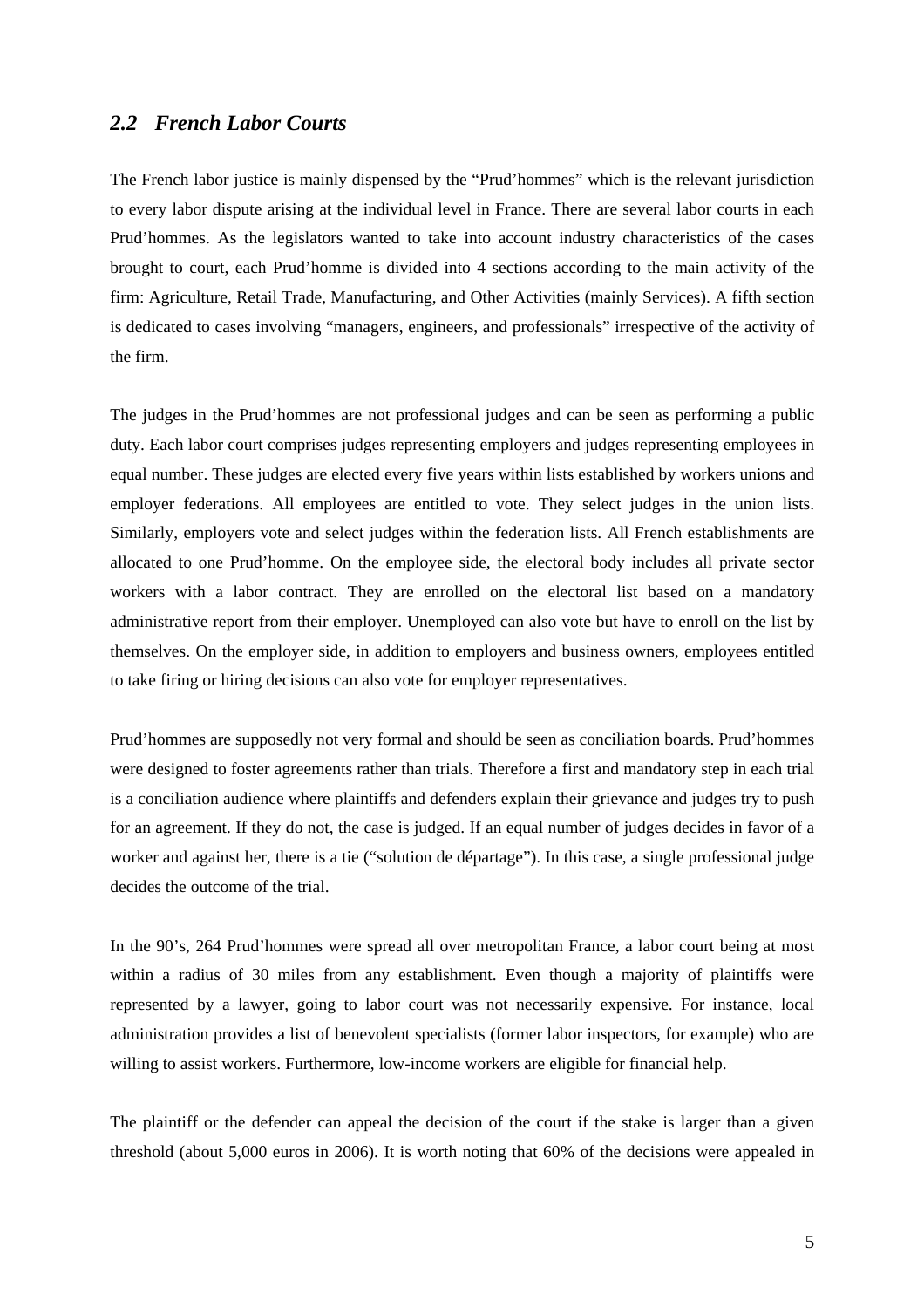## *2.2 French Labor Courts*

The French labor justice is mainly dispensed by the "Prud'hommes" which is the relevant jurisdiction to every labor dispute arising at the individual level in France. There are several labor courts in each Prud'hommes. As the legislators wanted to take into account industry characteristics of the cases brought to court, each Prud'homme is divided into 4 sections according to the main activity of the firm: Agriculture, Retail Trade, Manufacturing, and Other Activities (mainly Services). A fifth section is dedicated to cases involving "managers, engineers, and professionals" irrespective of the activity of the firm.

The judges in the Prud'hommes are not professional judges and can be seen as performing a public duty. Each labor court comprises judges representing employers and judges representing employees in equal number. These judges are elected every five years within lists established by workers unions and employer federations. All employees are entitled to vote. They select judges in the union lists. Similarly, employers vote and select judges within the federation lists. All French establishments are allocated to one Prud'homme. On the employee side, the electoral body includes all private sector workers with a labor contract. They are enrolled on the electoral list based on a mandatory administrative report from their employer. Unemployed can also vote but have to enroll on the list by themselves. On the employer side, in addition to employers and business owners, employees entitled to take firing or hiring decisions can also vote for employer representatives.

Prud'hommes are supposedly not very formal and should be seen as conciliation boards. Prud'hommes were designed to foster agreements rather than trials. Therefore a first and mandatory step in each trial is a conciliation audience where plaintiffs and defenders explain their grievance and judges try to push for an agreement. If they do not, the case is judged. If an equal number of judges decides in favor of a worker and against her, there is a tie ("solution de départage"). In this case, a single professional judge decides the outcome of the trial.

In the 90's, 264 Prud'hommes were spread all over metropolitan France, a labor court being at most within a radius of 30 miles from any establishment. Even though a majority of plaintiffs were represented by a lawyer, going to labor court was not necessarily expensive. For instance, local administration provides a list of benevolent specialists (former labor inspectors, for example) who are willing to assist workers. Furthermore, low-income workers are eligible for financial help.

The plaintiff or the defender can appeal the decision of the court if the stake is larger than a given threshold (about 5,000 euros in 2006). It is worth noting that 60% of the decisions were appealed in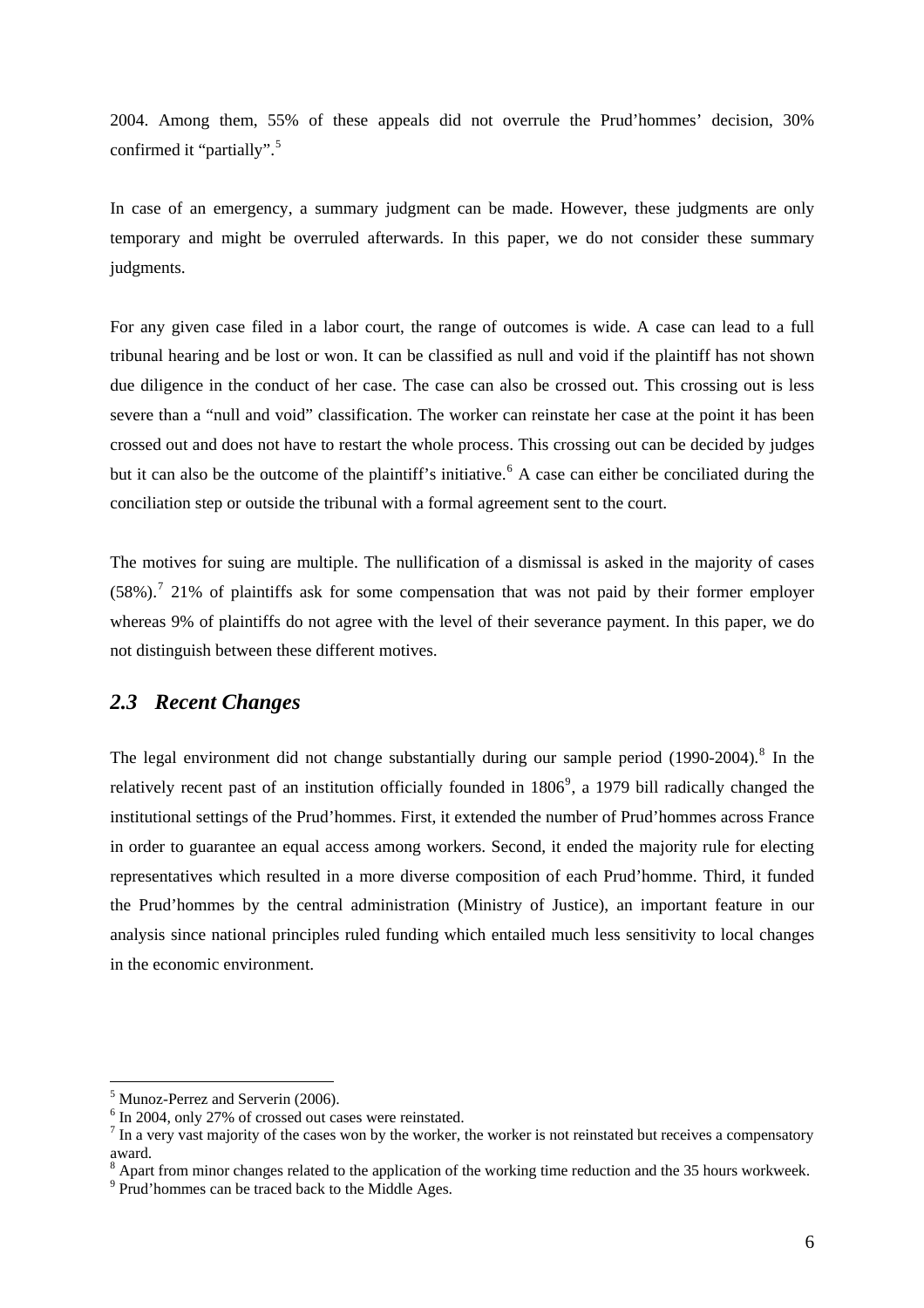2004. Among them, 55% of these appeals did not overrule the Prud'hommes' decision, 30% confirmed it "partially".[5]

In case of an emergency, a summary judgment can be made. However, these judgments are only temporary and might be overruled afterwards. In this paper, we do not consider these summary judgments.

For any given case filed in a labor court, the range of outcomes is wide. A case can lead to a full tribunal hearing and be lost or won. It can be classified as null and void if the plaintiff has not shown due diligence in the conduct of her case. The case can also be crossed out. This crossing out is less severe than a "null and void" classification. The worker can reinstate her case at the point it has been crossed out and does not have to restart the whole process. This crossing out can be decided by judges but it can also be the outcome of the plaintiff's initiative.[6] A case can either be conciliated during the conciliation step or outside the tribunal with a formal agreement sent to the court.

The motives for suing are multiple. The nullification of a dismissal is asked in the majority of cases (58%).[7] 21% of plaintiffs ask for some compensation that was not paid by their former employer whereas 9% of plaintiffs do not agree with the level of their severance payment. In this paper, we do not distinguish between these different motives.

## *2.3 Recent Changes*

The legal environment did not change substantially during our sample period (1990-2004).[8] In the relatively recent past of an institution officially founded in 1806[9], a 1979 bill radically changed the institutional settings of the Prud'hommes. First, it extended the number of Prud'hommes across France in order to guarantee an equal access among workers. Second, it ended the majority rule for electing representatives which resulted in a more diverse composition of each Prud'homme. Third, it funded the Prud'hommes by the central administration (Ministry of Justice), an important feature in our analysis since national principles ruled funding which entailed much less sensitivity to local changes in the economic environment.

---

[5] Munoz-Perrez and Serverin (2006).

[6] In 2004, only 27% of crossed out cases were reinstated.

[7] In a very vast majority of the cases won by the worker, the worker is not reinstated but receives a compensatory award.

[8] Apart from minor changes related to the application of the working time reduction and the 35 hours workweek.

[9] Prud'hommes can be traced back to the Middle Ages.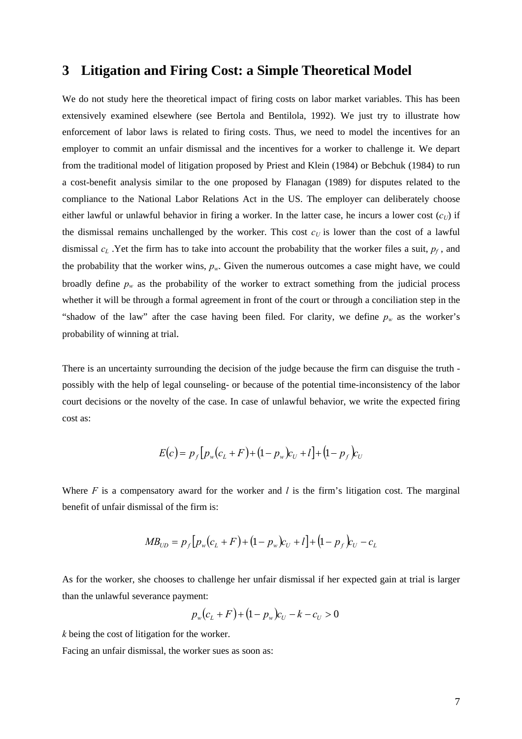## 3 Litigation and Firing Cost: a Simple Theoretical Model

We do not study here the theoretical impact of firing costs on labor market variables. This has been extensively examined elsewhere (see Bertola and Bentilola, 1992). We just try to illustrate how enforcement of labor laws is related to firing costs. Thus, we need to model the incentives for an employer to commit an unfair dismissal and the incentives for a worker to challenge it. We depart from the traditional model of litigation proposed by Priest and Klein (1984) or Bebchuk (1984) to run a cost-benefit analysis similar to the one proposed by Flanagan (1989) for disputes related to the compliance to the National Labor Relations Act in the US. The employer can deliberately choose either lawful or unlawful behavior in firing a worker. In the latter case, he incurs a lower cost ($c_U$) if the dismissal remains unchallenged by the worker. This cost $c_U$ is lower than the cost of a lawful dismissal $c_L$ .Yet the firm has to take into account the probability that the worker files a suit, $p_f$ , and the probability that the worker wins, $p_w$. Given the numerous outcomes a case might have, we could broadly define $p_w$ as the probability of the worker to extract something from the judicial process whether it will be through a formal agreement in front of the court or through a conciliation step in the "shadow of the law" after the case having been filed. For clarity, we define $p_w$ as the worker's probability of winning at trial.

There is an uncertainty surrounding the decision of the judge because the firm can disguise the truth - possibly with the help of legal counseling- or because of the potential time-inconsistency of the labor court decisions or the novelty of the case. In case of unlawful behavior, we write the expected firing cost as:

$$E(c) = p_f\left[p_w(c_L + F) + (1 - p_w)c_U + l\right] + (1 - p_f)c_U$$

Where $F$ is a compensatory award for the worker and $l$ is the firm's litigation cost. The marginal benefit of unfair dismissal of the firm is:

$$MB_{UD} = p_f\left[p_w(c_L + F) + (1 - p_w)c_U + l\right] + (1 - p_f)c_U - c_L$$

As for the worker, she chooses to challenge her unfair dismissal if her expected gain at trial is larger than the unlawful severance payment:

$$p_w(c_L + F) + (1 - p_w)c_U - k - c_U > 0$$

$k$ being the cost of litigation for the worker.

Facing an unfair dismissal, the worker sues as soon as: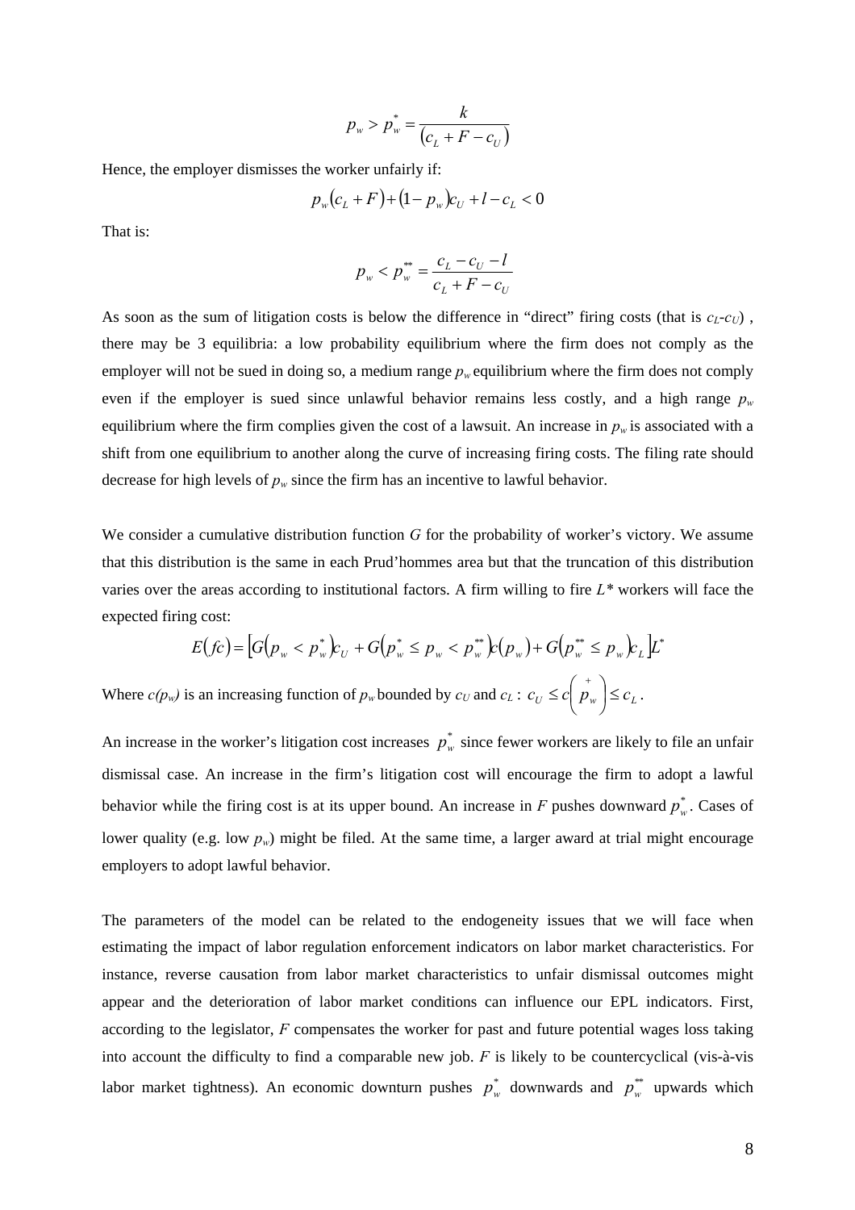$$p_w > p_w^* = \frac{k}{(c_L + F - c_U)}$$

Hence, the employer dismisses the worker unfairly if:

$$p_w(c_L + F) + (1 - p_w)c_U + l - c_L < 0$$

That is:

$$p_w < p_w^{**} = \frac{c_L - c_U - l}{c_L + F - c_U}$$

As soon as the sum of litigation costs is below the difference in "direct" firing costs (that is $c_L$-$c_U$) , there may be 3 equilibria: a low probability equilibrium where the firm does not comply as the employer will not be sued in doing so, a medium range $p_w$ equilibrium where the firm does not comply even if the employer is sued since unlawful behavior remains less costly, and a high range $p_w$ equilibrium where the firm complies given the cost of a lawsuit. An increase in $p_w$ is associated with a shift from one equilibrium to another along the curve of increasing firing costs. The filing rate should decrease for high levels of $p_w$ since the firm has an incentive to lawful behavior.

We consider a cumulative distribution function $G$ for the probability of worker's victory. We assume that this distribution is the same in each Prud'hommes area but that the truncation of this distribution varies over the areas according to institutional factors. A firm willing to fire $L^*$ workers will face the expected firing cost:

$$E(fc) = \left[G(p_w < p_w^*)c_U + G(p_w^* \leq p_w < p_w^{**})c(p_w) + G(p_w^{**} \leq p_w)c_L\right]L^*$$

Where $c(p_w)$ is an increasing function of $p_w$ bounded by $c_U$ and $c_L$ : $c_U \leq c\left(\overset{+}{p_w}\right) \leq c_L$ .

An increase in the worker's litigation cost increases $p_w^*$ since fewer workers are likely to file an unfair dismissal case. An increase in the firm's litigation cost will encourage the firm to adopt a lawful behavior while the firing cost is at its upper bound. An increase in $F$ pushes downward $p_w^*$. Cases of lower quality (e.g. low $p_w$) might be filed. At the same time, a larger award at trial might encourage employers to adopt lawful behavior.

The parameters of the model can be related to the endogeneity issues that we will face when estimating the impact of labor regulation enforcement indicators on labor market characteristics. For instance, reverse causation from labor market characteristics to unfair dismissal outcomes might appear and the deterioration of labor market conditions can influence our EPL indicators. First, according to the legislator, $F$ compensates the worker for past and future potential wages loss taking into account the difficulty to find a comparable new job. $F$ is likely to be countercyclical (vis-à-vis labor market tightness). An economic downturn pushes $p_w^*$ downwards and $p_w^{**}$ upwards which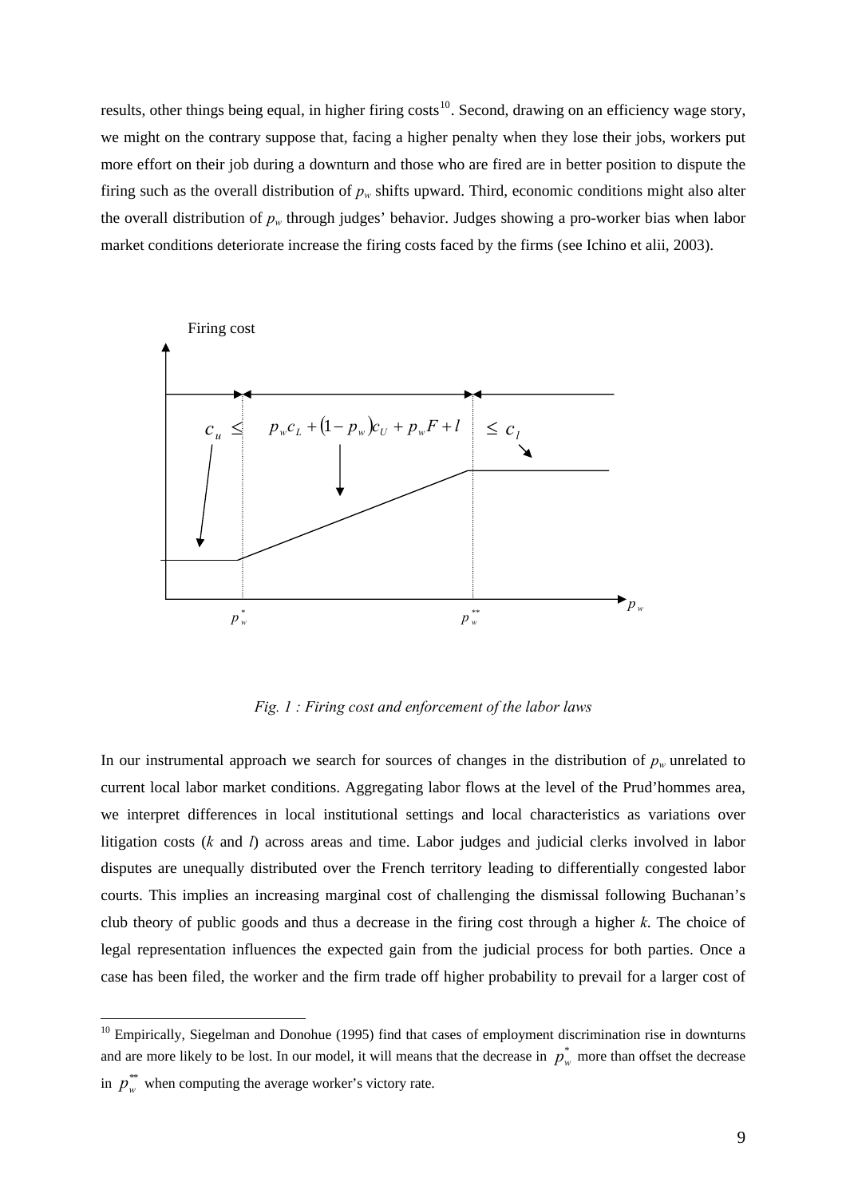results, other things being equal, in higher firing costs[10]. Second, drawing on an efficiency wage story, we might on the contrary suppose that, facing a higher penalty when they lose their jobs, workers put more effort on their job during a downturn and those who are fired are in better position to dispute the firing such as the overall distribution of $p_w$ shifts upward. Third, economic conditions might also alter the overall distribution of $p_w$ through judges' behavior. Judges showing a pro-worker bias when labor market conditions deteriorate increase the firing costs faced by the firms (see Ichino et alii, 2003).

Firing cost

$$c_u \leq \quad p_w c_L + (1 - p_w) c_U + p_w F + l \quad \leq c_l$$

$p_w^*$ $\quad$ $p_w^{**}$ $\quad$ $p_w$

*Fig. 1 : Firing cost and enforcement of the labor laws*

In our instrumental approach we search for sources of changes in the distribution of $p_w$ unrelated to current local labor market conditions. Aggregating labor flows at the level of the Prud'hommes area, we interpret differences in local institutional settings and local characteristics as variations over litigation costs ($k$ and $l$) across areas and time. Labor judges and judicial clerks involved in labor disputes are unequally distributed over the French territory leading to differentially congested labor courts. This implies an increasing marginal cost of challenging the dismissal following Buchanan's club theory of public goods and thus a decrease in the firing cost through a higher $k$. The choice of legal representation influences the expected gain from the judicial process for both parties. Once a case has been filed, the worker and the firm trade off higher probability to prevail for a larger cost of

[10] Empirically, Siegelman and Donohue (1995) find that cases of employment discrimination rise in downturns and are more likely to be lost. In our model, it will means that the decrease in $p_w^*$ more than offset the decrease in $p_w^{**}$ when computing the average worker's victory rate.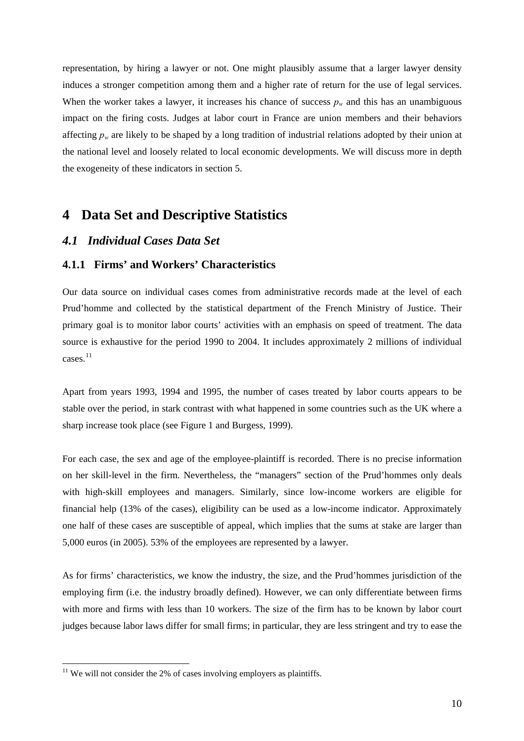representation, by hiring a lawyer or not. One might plausibly assume that a larger lawyer density induces a stronger competition among them and a higher rate of return for the use of legal services. When the worker takes a lawyer, it increases his chance of success $p_w$ and this has an unambiguous impact on the firing costs. Judges at labor court in France are union members and their behaviors affecting $p_w$ are likely to be shaped by a long tradition of industrial relations adopted by their union at the national level and loosely related to local economic developments. We will discuss more in depth the exogeneity of these indicators in section 5.

# 4 Data Set and Descriptive Statistics

## *4.1 Individual Cases Data Set*

### 4.1.1 Firms' and Workers' Characteristics

Our data source on individual cases comes from administrative records made at the level of each Prud'homme and collected by the statistical department of the French Ministry of Justice. Their primary goal is to monitor labor courts' activities with an emphasis on speed of treatment. The data source is exhaustive for the period 1990 to 2004. It includes approximately 2 millions of individual cases.[11]

Apart from years 1993, 1994 and 1995, the number of cases treated by labor courts appears to be stable over the period, in stark contrast with what happened in some countries such as the UK where a sharp increase took place (see Figure 1 and Burgess, 1999).

For each case, the sex and age of the employee-plaintiff is recorded. There is no precise information on her skill-level in the firm. Nevertheless, the "managers" section of the Prud'hommes only deals with high-skill employees and managers. Similarly, since low-income workers are eligible for financial help (13% of the cases), eligibility can be used as a low-income indicator. Approximately one half of these cases are susceptible of appeal, which implies that the sums at stake are larger than 5,000 euros (in 2005). 53% of the employees are represented by a lawyer.

As for firms' characteristics, we know the industry, the size, and the Prud'hommes jurisdiction of the employing firm (i.e. the industry broadly defined). However, we can only differentiate between firms with more and firms with less than 10 workers. The size of the firm has to be known by labor court judges because labor laws differ for small firms; in particular, they are less stringent and try to ease the

[11] We will not consider the 2% of cases involving employers as plaintiffs.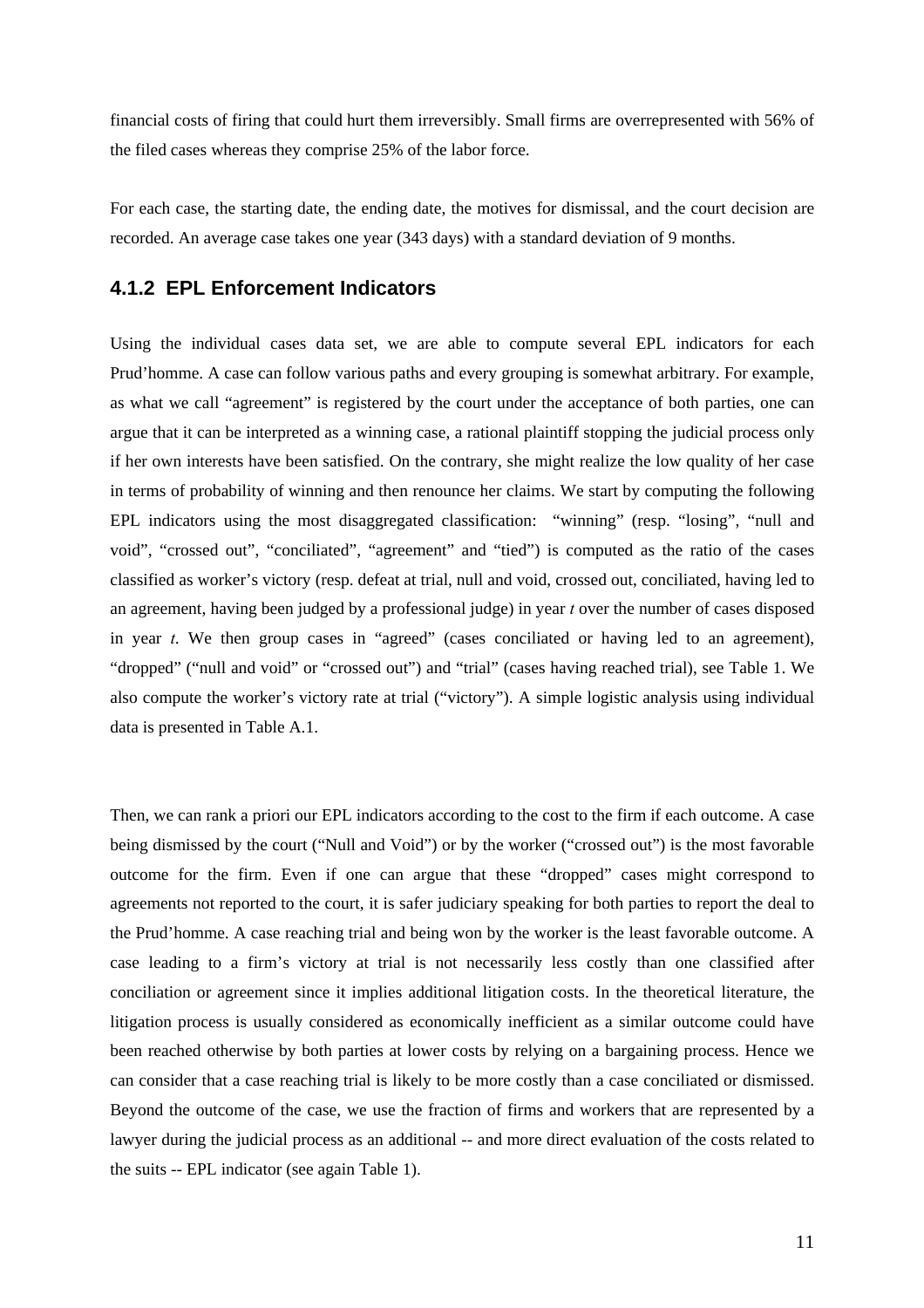financial costs of firing that could hurt them irreversibly. Small firms are overrepresented with 56% of the filed cases whereas they comprise 25% of the labor force.

For each case, the starting date, the ending date, the motives for dismissal, and the court decision are recorded. An average case takes one year (343 days) with a standard deviation of 9 months.

### 4.1.2 EPL Enforcement Indicators

Using the individual cases data set, we are able to compute several EPL indicators for each Prud'homme. A case can follow various paths and every grouping is somewhat arbitrary. For example, as what we call "agreement" is registered by the court under the acceptance of both parties, one can argue that it can be interpreted as a winning case, a rational plaintiff stopping the judicial process only if her own interests have been satisfied. On the contrary, she might realize the low quality of her case in terms of probability of winning and then renounce her claims. We start by computing the following EPL indicators using the most disaggregated classification: "winning" (resp. "losing", "null and void", "crossed out", "conciliated", "agreement" and "tied") is computed as the ratio of the cases classified as worker's victory (resp. defeat at trial, null and void, crossed out, conciliated, having led to an agreement, having been judged by a professional judge) in year *t* over the number of cases disposed in year *t*. We then group cases in "agreed" (cases conciliated or having led to an agreement), "dropped" ("null and void" or "crossed out") and "trial" (cases having reached trial), see Table 1. We also compute the worker's victory rate at trial ("victory"). A simple logistic analysis using individual data is presented in Table A.1.

Then, we can rank a priori our EPL indicators according to the cost to the firm if each outcome. A case being dismissed by the court ("Null and Void") or by the worker ("crossed out") is the most favorable outcome for the firm. Even if one can argue that these "dropped" cases might correspond to agreements not reported to the court, it is safer judiciary speaking for both parties to report the deal to the Prud'homme. A case reaching trial and being won by the worker is the least favorable outcome. A case leading to a firm's victory at trial is not necessarily less costly than one classified after conciliation or agreement since it implies additional litigation costs. In the theoretical literature, the litigation process is usually considered as economically inefficient as a similar outcome could have been reached otherwise by both parties at lower costs by relying on a bargaining process. Hence we can consider that a case reaching trial is likely to be more costly than a case conciliated or dismissed. Beyond the outcome of the case, we use the fraction of firms and workers that are represented by a lawyer during the judicial process as an additional -- and more direct evaluation of the costs related to the suits -- EPL indicator (see again Table 1).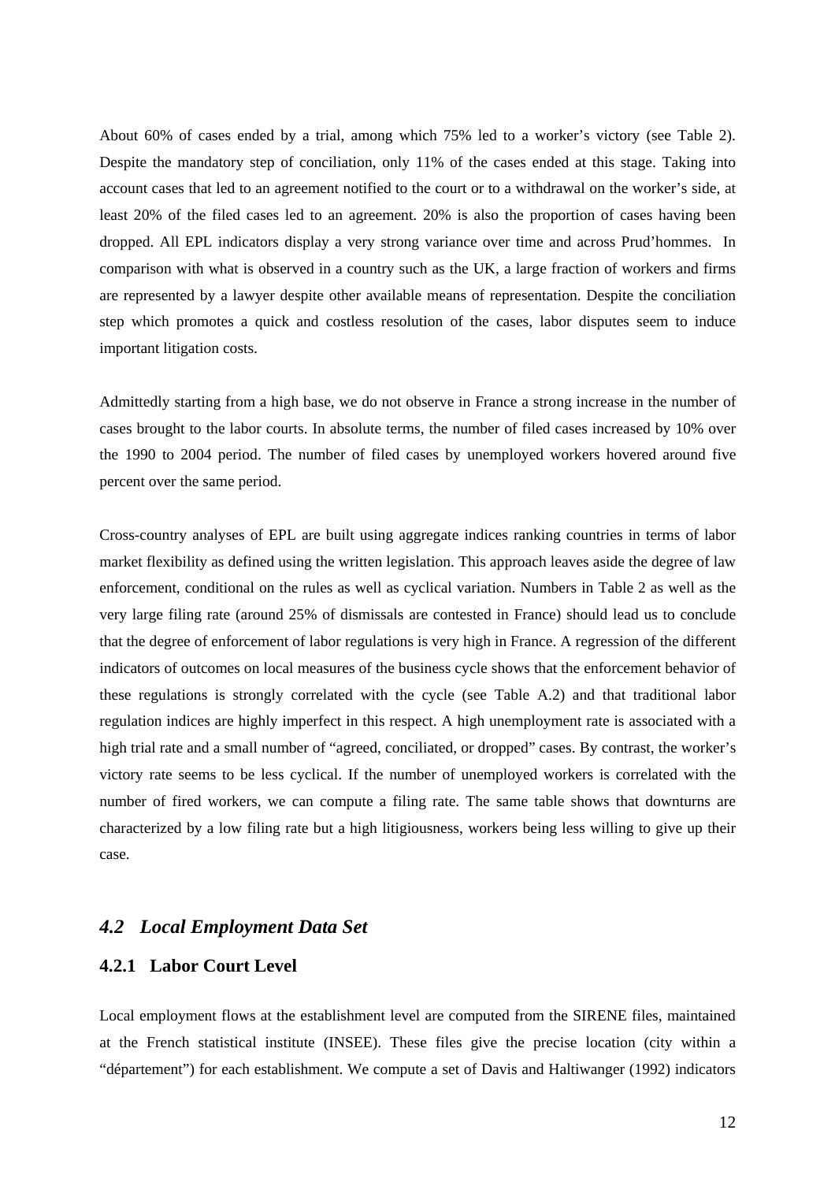About 60% of cases ended by a trial, among which 75% led to a worker's victory (see Table 2). Despite the mandatory step of conciliation, only 11% of the cases ended at this stage. Taking into account cases that led to an agreement notified to the court or to a withdrawal on the worker's side, at least 20% of the filed cases led to an agreement. 20% is also the proportion of cases having been dropped. All EPL indicators display a very strong variance over time and across Prud'hommes. In comparison with what is observed in a country such as the UK, a large fraction of workers and firms are represented by a lawyer despite other available means of representation. Despite the conciliation step which promotes a quick and costless resolution of the cases, labor disputes seem to induce important litigation costs.

Admittedly starting from a high base, we do not observe in France a strong increase in the number of cases brought to the labor courts. In absolute terms, the number of filed cases increased by 10% over the 1990 to 2004 period. The number of filed cases by unemployed workers hovered around five percent over the same period.

Cross-country analyses of EPL are built using aggregate indices ranking countries in terms of labor market flexibility as defined using the written legislation. This approach leaves aside the degree of law enforcement, conditional on the rules as well as cyclical variation. Numbers in Table 2 as well as the very large filing rate (around 25% of dismissals are contested in France) should lead us to conclude that the degree of enforcement of labor regulations is very high in France. A regression of the different indicators of outcomes on local measures of the business cycle shows that the enforcement behavior of these regulations is strongly correlated with the cycle (see Table A.2) and that traditional labor regulation indices are highly imperfect in this respect. A high unemployment rate is associated with a high trial rate and a small number of "agreed, conciliated, or dropped" cases. By contrast, the worker's victory rate seems to be less cyclical. If the number of unemployed workers is correlated with the number of fired workers, we can compute a filing rate. The same table shows that downturns are characterized by a low filing rate but a high litigiousness, workers being less willing to give up their case.

## *4.2 Local Employment Data Set*

### 4.2.1 Labor Court Level

Local employment flows at the establishment level are computed from the SIRENE files, maintained at the French statistical institute (INSEE). These files give the precise location (city within a "département") for each establishment. We compute a set of Davis and Haltiwanger (1992) indicators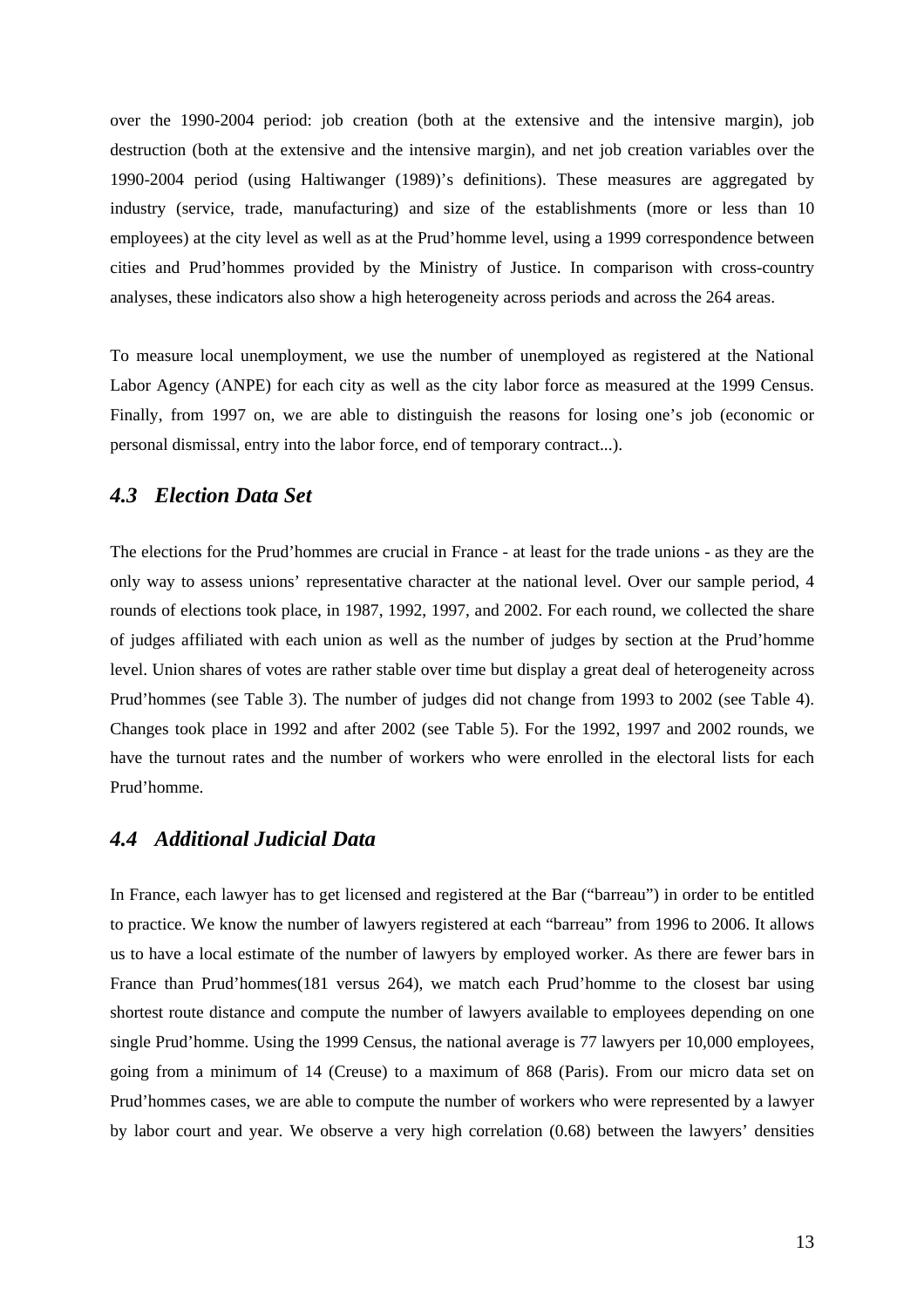over the 1990-2004 period: job creation (both at the extensive and the intensive margin), job destruction (both at the extensive and the intensive margin), and net job creation variables over the 1990-2004 period (using Haltiwanger (1989)'s definitions). These measures are aggregated by industry (service, trade, manufacturing) and size of the establishments (more or less than 10 employees) at the city level as well as at the Prud'homme level, using a 1999 correspondence between cities and Prud'hommes provided by the Ministry of Justice. In comparison with cross-country analyses, these indicators also show a high heterogeneity across periods and across the 264 areas.

To measure local unemployment, we use the number of unemployed as registered at the National Labor Agency (ANPE) for each city as well as the city labor force as measured at the 1999 Census. Finally, from 1997 on, we are able to distinguish the reasons for losing one's job (economic or personal dismissal, entry into the labor force, end of temporary contract...).

## *4.3 Election Data Set*

The elections for the Prud'hommes are crucial in France - at least for the trade unions - as they are the only way to assess unions' representative character at the national level. Over our sample period, 4 rounds of elections took place, in 1987, 1992, 1997, and 2002. For each round, we collected the share of judges affiliated with each union as well as the number of judges by section at the Prud'homme level. Union shares of votes are rather stable over time but display a great deal of heterogeneity across Prud'hommes (see Table 3). The number of judges did not change from 1993 to 2002 (see Table 4). Changes took place in 1992 and after 2002 (see Table 5). For the 1992, 1997 and 2002 rounds, we have the turnout rates and the number of workers who were enrolled in the electoral lists for each Prud'homme.

## *4.4 Additional Judicial Data*

In France, each lawyer has to get licensed and registered at the Bar ("barreau") in order to be entitled to practice. We know the number of lawyers registered at each "barreau" from 1996 to 2006. It allows us to have a local estimate of the number of lawyers by employed worker. As there are fewer bars in France than Prud'hommes(181 versus 264), we match each Prud'homme to the closest bar using shortest route distance and compute the number of lawyers available to employees depending on one single Prud'homme. Using the 1999 Census, the national average is 77 lawyers per 10,000 employees, going from a minimum of 14 (Creuse) to a maximum of 868 (Paris). From our micro data set on Prud'hommes cases, we are able to compute the number of workers who were represented by a lawyer by labor court and year. We observe a very high correlation (0.68) between the lawyers' densities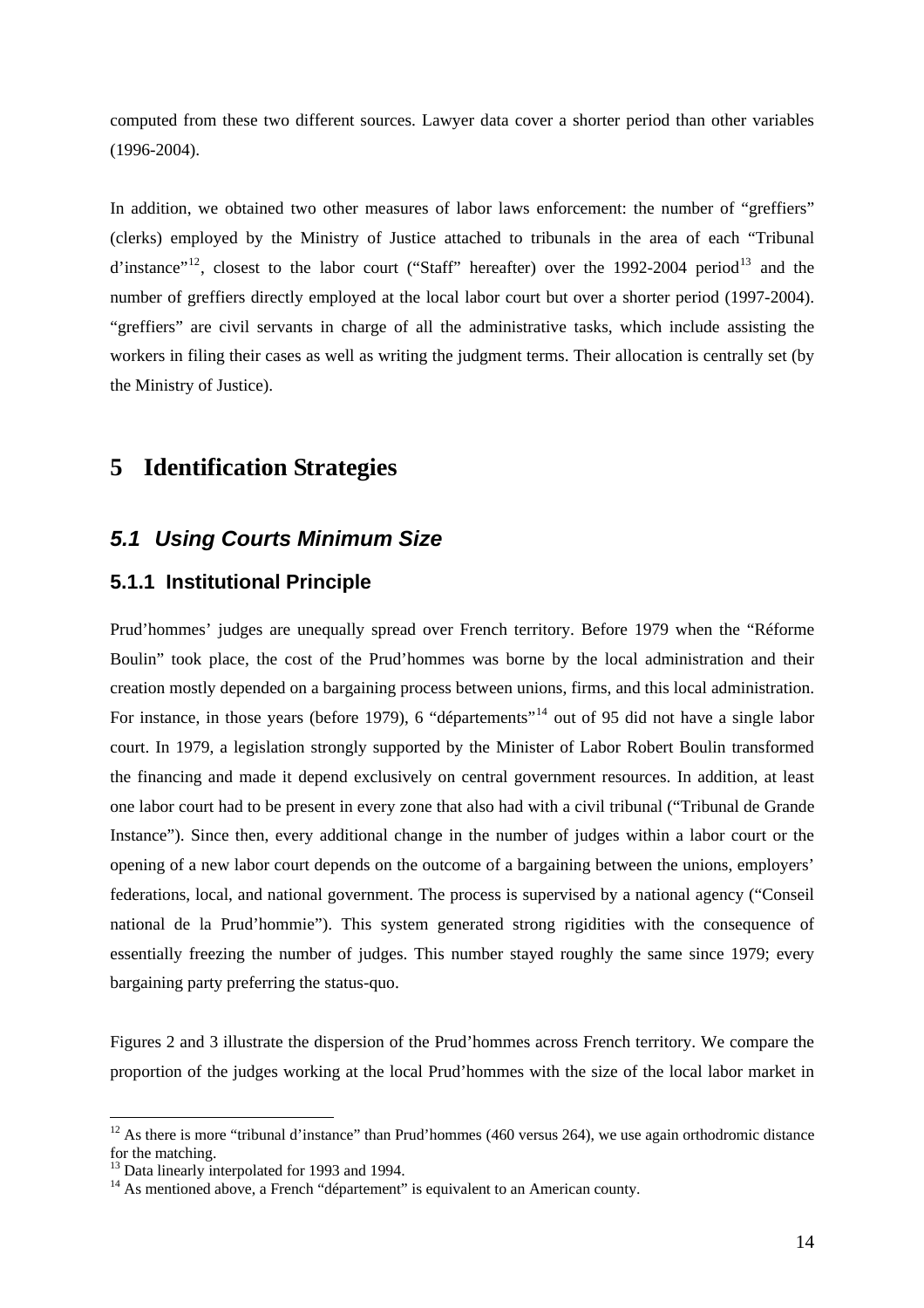computed from these two different sources. Lawyer data cover a shorter period than other variables (1996-2004).

In addition, we obtained two other measures of labor laws enforcement: the number of "greffiers" (clerks) employed by the Ministry of Justice attached to tribunals in the area of each "Tribunal d'instance"[12], closest to the labor court ("Staff" hereafter) over the 1992-2004 period[13] and the number of greffiers directly employed at the local labor court but over a shorter period (1997-2004). "greffiers" are civil servants in charge of all the administrative tasks, which include assisting the workers in filing their cases as well as writing the judgment terms. Their allocation is centrally set (by the Ministry of Justice).

# 5 Identification Strategies

## *5.1 Using Courts Minimum Size*

### 5.1.1 Institutional Principle

Prud'hommes' judges are unequally spread over French territory. Before 1979 when the "Réforme Boulin" took place, the cost of the Prud'hommes was borne by the local administration and their creation mostly depended on a bargaining process between unions, firms, and this local administration. For instance, in those years (before 1979), 6 "départements"[14] out of 95 did not have a single labor court. In 1979, a legislation strongly supported by the Minister of Labor Robert Boulin transformed the financing and made it depend exclusively on central government resources. In addition, at least one labor court had to be present in every zone that also had with a civil tribunal ("Tribunal de Grande Instance"). Since then, every additional change in the number of judges within a labor court or the opening of a new labor court depends on the outcome of a bargaining between the unions, employers' federations, local, and national government. The process is supervised by a national agency ("Conseil national de la Prud'hommie"). This system generated strong rigidities with the consequence of essentially freezing the number of judges. This number stayed roughly the same since 1979; every bargaining party preferring the status-quo.

Figures 2 and 3 illustrate the dispersion of the Prud'hommes across French territory. We compare the proportion of the judges working at the local Prud'hommes with the size of the local labor market in

[12] As there is more "tribunal d'instance" than Prud'hommes (460 versus 264), we use again orthodromic distance for the matching.

[13] Data linearly interpolated for 1993 and 1994.

[14] As mentioned above, a French "département" is equivalent to an American county.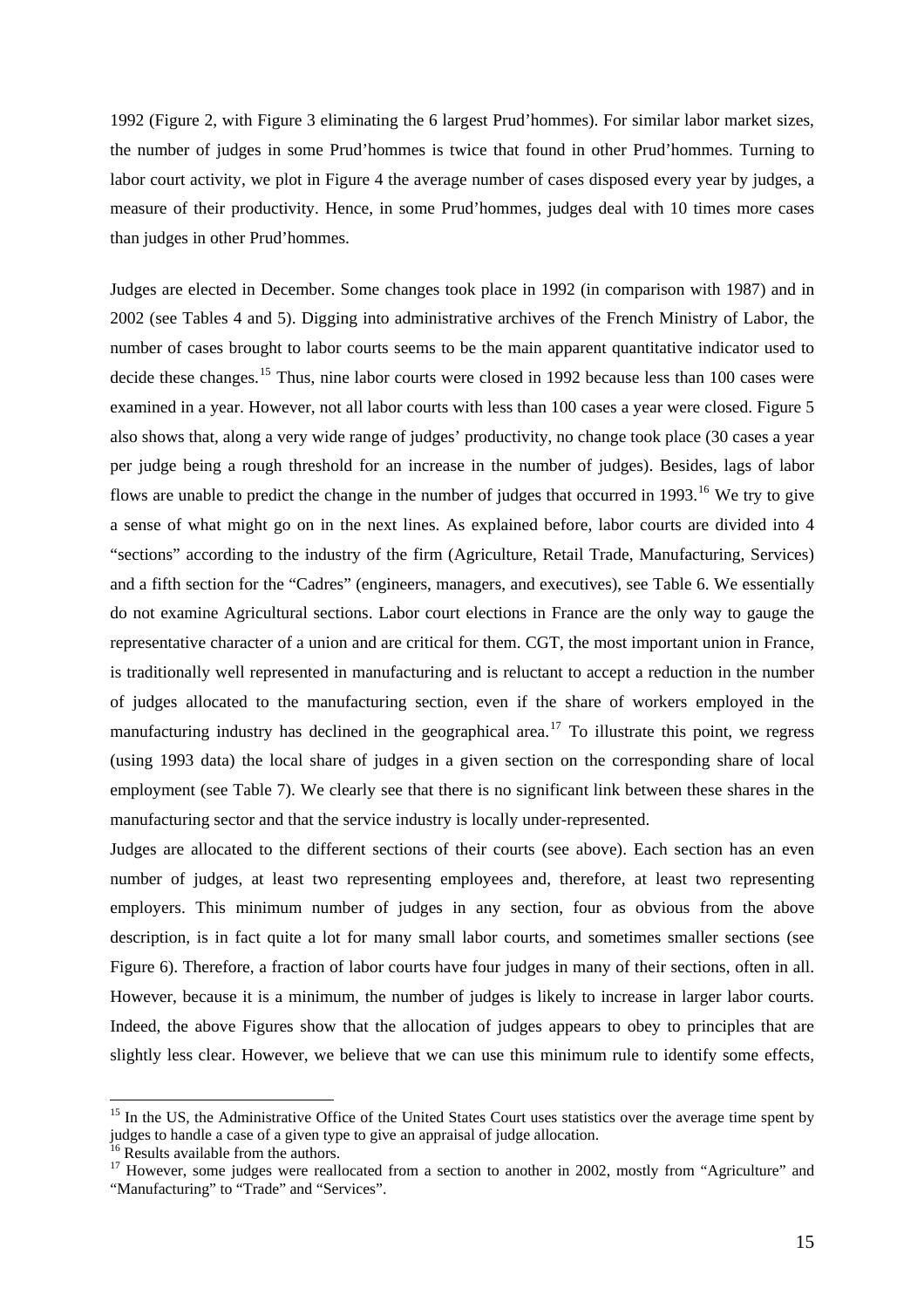1992 (Figure 2, with Figure 3 eliminating the 6 largest Prud'hommes). For similar labor market sizes, the number of judges in some Prud'hommes is twice that found in other Prud'hommes. Turning to labor court activity, we plot in Figure 4 the average number of cases disposed every year by judges, a measure of their productivity. Hence, in some Prud'hommes, judges deal with 10 times more cases than judges in other Prud'hommes.

Judges are elected in December. Some changes took place in 1992 (in comparison with 1987) and in 2002 (see Tables 4 and 5). Digging into administrative archives of the French Ministry of Labor, the number of cases brought to labor courts seems to be the main apparent quantitative indicator used to decide these changes.[15] Thus, nine labor courts were closed in 1992 because less than 100 cases were examined in a year. However, not all labor courts with less than 100 cases a year were closed. Figure 5 also shows that, along a very wide range of judges' productivity, no change took place (30 cases a year per judge being a rough threshold for an increase in the number of judges). Besides, lags of labor flows are unable to predict the change in the number of judges that occurred in 1993.[16] We try to give a sense of what might go on in the next lines. As explained before, labor courts are divided into 4 "sections" according to the industry of the firm (Agriculture, Retail Trade, Manufacturing, Services) and a fifth section for the "Cadres" (engineers, managers, and executives), see Table 6. We essentially do not examine Agricultural sections. Labor court elections in France are the only way to gauge the representative character of a union and are critical for them. CGT, the most important union in France, is traditionally well represented in manufacturing and is reluctant to accept a reduction in the number of judges allocated to the manufacturing section, even if the share of workers employed in the manufacturing industry has declined in the geographical area.[17] To illustrate this point, we regress (using 1993 data) the local share of judges in a given section on the corresponding share of local employment (see Table 7). We clearly see that there is no significant link between these shares in the manufacturing sector and that the service industry is locally under-represented.

Judges are allocated to the different sections of their courts (see above). Each section has an even number of judges, at least two representing employees and, therefore, at least two representing employers. This minimum number of judges in any section, four as obvious from the above description, is in fact quite a lot for many small labor courts, and sometimes smaller sections (see Figure 6). Therefore, a fraction of labor courts have four judges in many of their sections, often in all. However, because it is a minimum, the number of judges is likely to increase in larger labor courts. Indeed, the above Figures show that the allocation of judges appears to obey to principles that are slightly less clear. However, we believe that we can use this minimum rule to identify some effects,

---

[15] In the US, the Administrative Office of the United States Court uses statistics over the average time spent by judges to handle a case of a given type to give an appraisal of judge allocation.

[16] Results available from the authors.

[17] However, some judges were reallocated from a section to another in 2002, mostly from "Agriculture" and "Manufacturing" to "Trade" and "Services".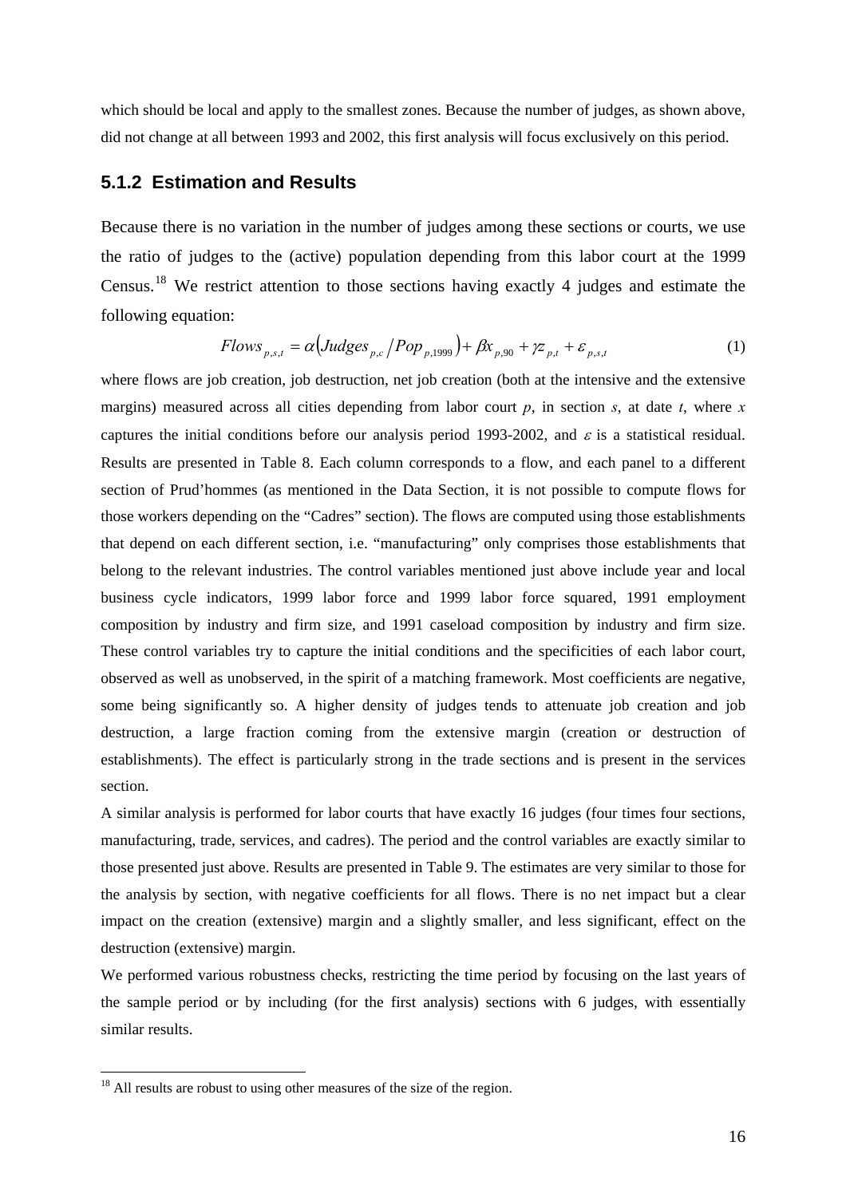which should be local and apply to the smallest zones. Because the number of judges, as shown above, did not change at all between 1993 and 2002, this first analysis will focus exclusively on this period.

### 5.1.2 Estimation and Results

Because there is no variation in the number of judges among these sections or courts, we use the ratio of judges to the (active) population depending from this labor court at the 1999 Census.[18] We restrict attention to those sections having exactly 4 judges and estimate the following equation:

$$Flows_{p,s,t} = \alpha\left(Judges_{p,c}/Pop_{p,1999}\right) + \beta x_{p,90} + \gamma z_{p,t} + \varepsilon_{p,s,t} \tag{1}$$

where flows are job creation, job destruction, net job creation (both at the intensive and the extensive margins) measured across all cities depending from labor court $p$, in section $s$, at date $t$, where $x$ captures the initial conditions before our analysis period 1993-2002, and $\varepsilon$ is a statistical residual. Results are presented in Table 8. Each column corresponds to a flow, and each panel to a different section of Prud'hommes (as mentioned in the Data Section, it is not possible to compute flows for those workers depending on the "Cadres" section). The flows are computed using those establishments that depend on each different section, i.e. "manufacturing" only comprises those establishments that belong to the relevant industries. The control variables mentioned just above include year and local business cycle indicators, 1999 labor force and 1999 labor force squared, 1991 employment composition by industry and firm size, and 1991 caseload composition by industry and firm size. These control variables try to capture the initial conditions and the specificities of each labor court, observed as well as unobserved, in the spirit of a matching framework. Most coefficients are negative, some being significantly so. A higher density of judges tends to attenuate job creation and job destruction, a large fraction coming from the extensive margin (creation or destruction of establishments). The effect is particularly strong in the trade sections and is present in the services section.

A similar analysis is performed for labor courts that have exactly 16 judges (four times four sections, manufacturing, trade, services, and cadres). The period and the control variables are exactly similar to those presented just above. Results are presented in Table 9. The estimates are very similar to those for the analysis by section, with negative coefficients for all flows. There is no net impact but a clear impact on the creation (extensive) margin and a slightly smaller, and less significant, effect on the destruction (extensive) margin.

We performed various robustness checks, restricting the time period by focusing on the last years of the sample period or by including (for the first analysis) sections with 6 judges, with essentially similar results.

[18] All results are robust to using other measures of the size of the region.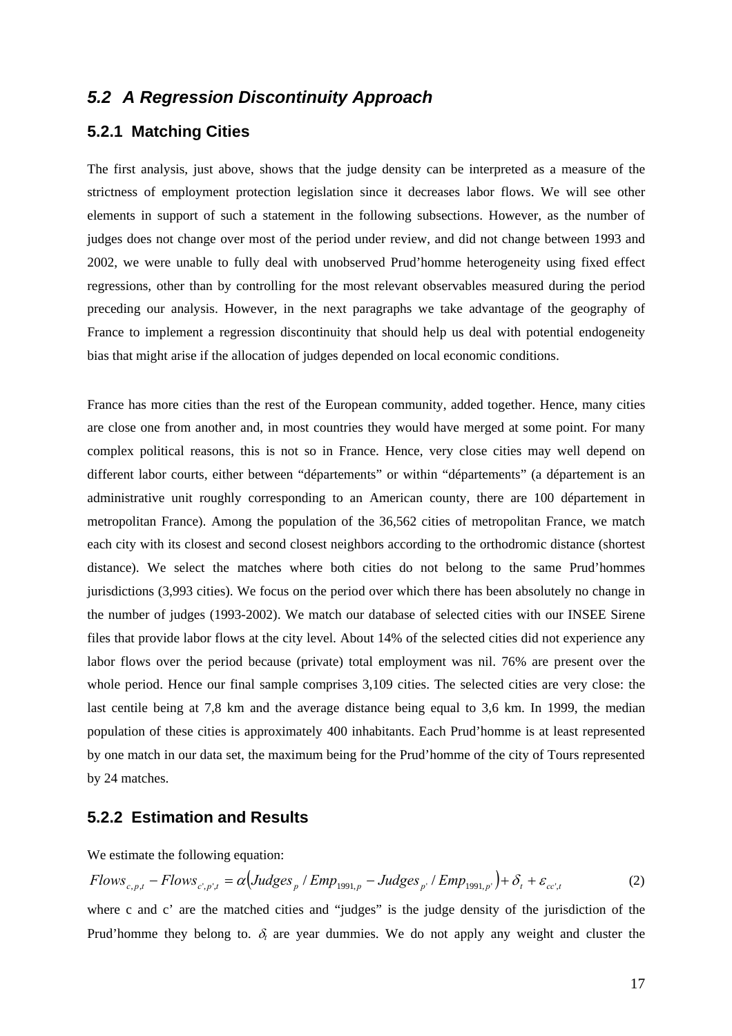## 5.2 A Regression Discontinuity Approach

### 5.2.1 Matching Cities

The first analysis, just above, shows that the judge density can be interpreted as a measure of the strictness of employment protection legislation since it decreases labor flows. We will see other elements in support of such a statement in the following subsections. However, as the number of judges does not change over most of the period under review, and did not change between 1993 and 2002, we were unable to fully deal with unobserved Prud'homme heterogeneity using fixed effect regressions, other than by controlling for the most relevant observables measured during the period preceding our analysis. However, in the next paragraphs we take advantage of the geography of France to implement a regression discontinuity that should help us deal with potential endogeneity bias that might arise if the allocation of judges depended on local economic conditions.

France has more cities than the rest of the European community, added together. Hence, many cities are close one from another and, in most countries they would have merged at some point. For many complex political reasons, this is not so in France. Hence, very close cities may well depend on different labor courts, either between "départements" or within "départements" (a département is an administrative unit roughly corresponding to an American county, there are 100 département in metropolitan France). Among the population of the 36,562 cities of metropolitan France, we match each city with its closest and second closest neighbors according to the orthodromic distance (shortest distance). We select the matches where both cities do not belong to the same Prud'hommes jurisdictions (3,993 cities). We focus on the period over which there has been absolutely no change in the number of judges (1993-2002). We match our database of selected cities with our INSEE Sirene files that provide labor flows at the city level. About 14% of the selected cities did not experience any labor flows over the period because (private) total employment was nil. 76% are present over the whole period. Hence our final sample comprises 3,109 cities. The selected cities are very close: the last centile being at 7,8 km and the average distance being equal to 3,6 km. In 1999, the median population of these cities is approximately 400 inhabitants. Each Prud'homme is at least represented by one match in our data set, the maximum being for the Prud'homme of the city of Tours represented by 24 matches.

### 5.2.2 Estimation and Results

We estimate the following equation:

$$Flows_{c,p,t} - Flows_{c',p',t} = \alpha\left(Judges_p / Emp_{1991,p} - Judges_{p'} / Emp_{1991,p'}\right) + \delta_t + \varepsilon_{cc',t} \tag{2}$$

where c and c' are the matched cities and "judges" is the judge density of the jurisdiction of the Prud'homme they belong to. $\delta_t$ are year dummies. We do not apply any weight and cluster the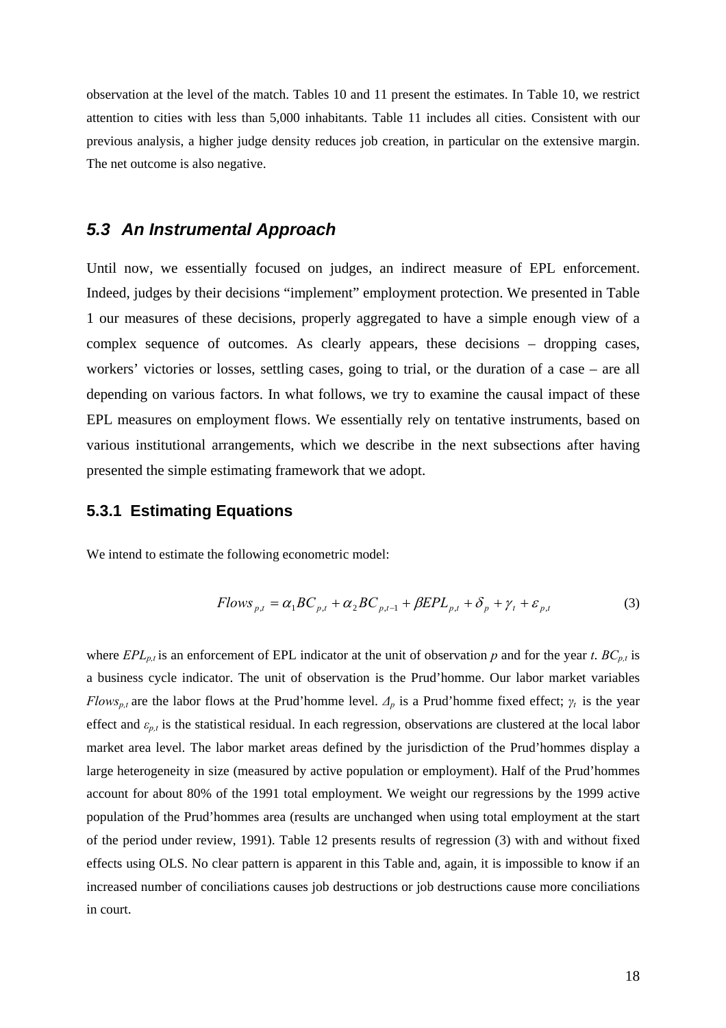observation at the level of the match. Tables 10 and 11 present the estimates. In Table 10, we restrict attention to cities with less than 5,000 inhabitants. Table 11 includes all cities. Consistent with our previous analysis, a higher judge density reduces job creation, in particular on the extensive margin. The net outcome is also negative.

### *5.3 An Instrumental Approach*

Until now, we essentially focused on judges, an indirect measure of EPL enforcement. Indeed, judges by their decisions "implement" employment protection. We presented in Table 1 our measures of these decisions, properly aggregated to have a simple enough view of a complex sequence of outcomes. As clearly appears, these decisions – dropping cases, workers' victories or losses, settling cases, going to trial, or the duration of a case – are all depending on various factors. In what follows, we try to examine the causal impact of these EPL measures on employment flows. We essentially rely on tentative instruments, based on various institutional arrangements, which we describe in the next subsections after having presented the simple estimating framework that we adopt.

#### 5.3.1 Estimating Equations

We intend to estimate the following econometric model:

$$Flows_{p,t} = \alpha_1 BC_{p,t} + \alpha_2 BC_{p,t-1} + \beta EPL_{p,t} + \delta_p + \gamma_t + \varepsilon_{p,t} \tag{3}$$

where $EPL_{p,t}$ is an enforcement of EPL indicator at the unit of observation $p$ and for the year $t$. $BC_{p,t}$ is a business cycle indicator. The unit of observation is the Prud'homme. Our labor market variables $Flows_{p,t}$ are the labor flows at the Prud'homme level. $\Delta_p$ is a Prud'homme fixed effect; $\gamma_t$ is the year effect and $\varepsilon_{p,t}$ is the statistical residual. In each regression, observations are clustered at the local labor market area level. The labor market areas defined by the jurisdiction of the Prud'hommes display a large heterogeneity in size (measured by active population or employment). Half of the Prud'hommes account for about 80% of the 1991 total employment. We weight our regressions by the 1999 active population of the Prud'hommes area (results are unchanged when using total employment at the start of the period under review, 1991). Table 12 presents results of regression (3) with and without fixed effects using OLS. No clear pattern is apparent in this Table and, again, it is impossible to know if an increased number of conciliations causes job destructions or job destructions cause more conciliations in court.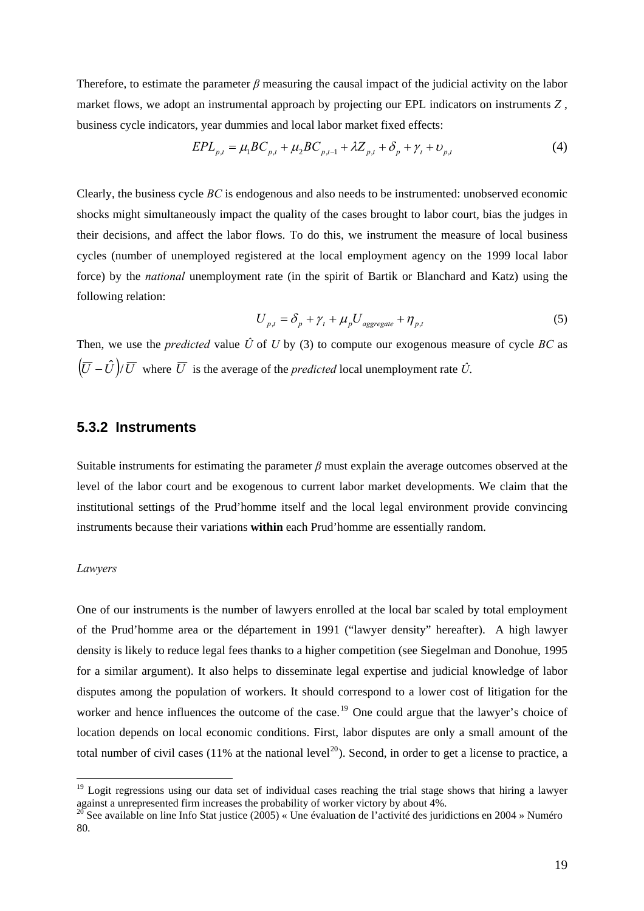Therefore, to estimate the parameter *β* measuring the causal impact of the judicial activity on the labor market flows, we adopt an instrumental approach by projecting our EPL indicators on instruments $Z$, business cycle indicators, year dummies and local labor market fixed effects:

$$EPL_{p,t} = \mu_1 BC_{p,t} + \mu_2 BC_{p,t-1} + \lambda Z_{p,t} + \delta_p + \gamma_t + \upsilon_{p,t} \tag{4}$$

Clearly, the business cycle *BC* is endogenous and also needs to be instrumented: unobserved economic shocks might simultaneously impact the quality of the cases brought to labor court, bias the judges in their decisions, and affect the labor flows. To do this, we instrument the measure of local business cycles (number of unemployed registered at the local employment agency on the 1999 local labor force) by the *national* unemployment rate (in the spirit of Bartik or Blanchard and Katz) using the following relation:

$$U_{p,t} = \delta_p + \gamma_t + \mu_p U_{aggregate} + \eta_{p,t} \tag{5}$$

Then, we use the *predicted* value $\hat{U}$ of $U$ by (3) to compute our exogenous measure of cycle *BC* as $\left(\overline{U} - \hat{U}\right)/\overline{U}$ where $\overline{U}$ is the average of the *predicted* local unemployment rate $\hat{U}$.

### 5.3.2 Instruments

Suitable instruments for estimating the parameter *β* must explain the average outcomes observed at the level of the labor court and be exogenous to current labor market developments. We claim that the institutional settings of the Prud'homme itself and the local legal environment provide convincing instruments because their variations **within** each Prud'homme are essentially random.

*Lawyers*

One of our instruments is the number of lawyers enrolled at the local bar scaled by total employment of the Prud'homme area or the département in 1991 ("lawyer density" hereafter). A high lawyer density is likely to reduce legal fees thanks to a higher competition (see Siegelman and Donohue, 1995 for a similar argument). It also helps to disseminate legal expertise and judicial knowledge of labor disputes among the population of workers. It should correspond to a lower cost of litigation for the worker and hence influences the outcome of the case.[19] One could argue that the lawyer's choice of location depends on local economic conditions. First, labor disputes are only a small amount of the total number of civil cases (11% at the national level[20]). Second, in order to get a license to practice, a

[19] Logit regressions using our data set of individual cases reaching the trial stage shows that hiring a lawyer against a unrepresented firm increases the probability of worker victory by about 4%.

[20] See available on line Info Stat justice (2005) « Une évaluation de l'activité des juridictions en 2004 » Numéro 80.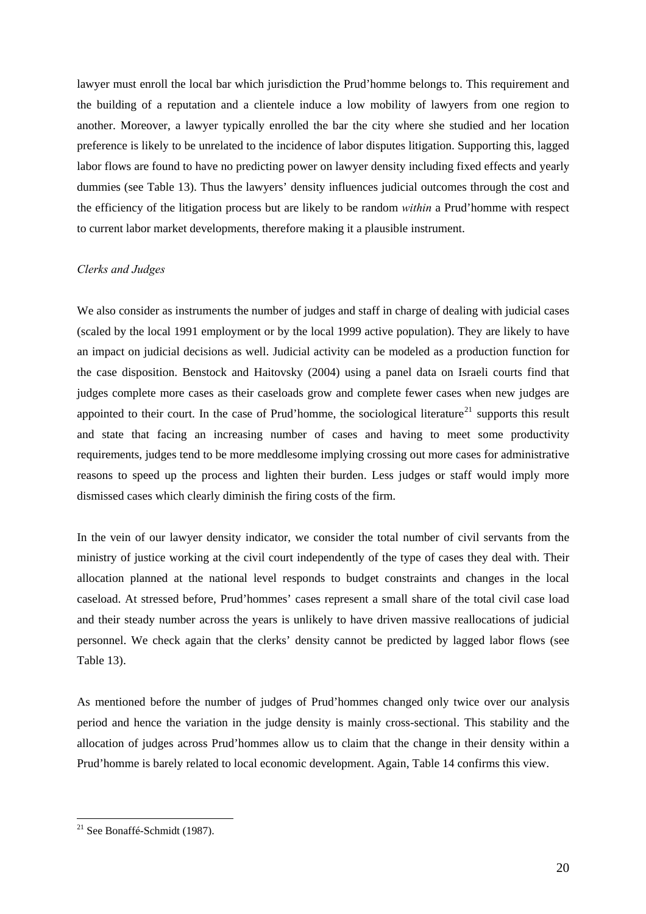lawyer must enroll the local bar which jurisdiction the Prud'homme belongs to. This requirement and the building of a reputation and a clientele induce a low mobility of lawyers from one region to another. Moreover, a lawyer typically enrolled the bar the city where she studied and her location preference is likely to be unrelated to the incidence of labor disputes litigation. Supporting this, lagged labor flows are found to have no predicting power on lawyer density including fixed effects and yearly dummies (see Table 13). Thus the lawyers' density influences judicial outcomes through the cost and the efficiency of the litigation process but are likely to be random *within* a Prud'homme with respect to current labor market developments, therefore making it a plausible instrument.

*Clerks and Judges*

We also consider as instruments the number of judges and staff in charge of dealing with judicial cases (scaled by the local 1991 employment or by the local 1999 active population). They are likely to have an impact on judicial decisions as well. Judicial activity can be modeled as a production function for the case disposition. Benstock and Haitovsky (2004) using a panel data on Israeli courts find that judges complete more cases as their caseloads grow and complete fewer cases when new judges are appointed to their court. In the case of Prud'homme, the sociological literature[21] supports this result and state that facing an increasing number of cases and having to meet some productivity requirements, judges tend to be more meddlesome implying crossing out more cases for administrative reasons to speed up the process and lighten their burden. Less judges or staff would imply more dismissed cases which clearly diminish the firing costs of the firm.

In the vein of our lawyer density indicator, we consider the total number of civil servants from the ministry of justice working at the civil court independently of the type of cases they deal with. Their allocation planned at the national level responds to budget constraints and changes in the local caseload. At stressed before, Prud'hommes' cases represent a small share of the total civil case load and their steady number across the years is unlikely to have driven massive reallocations of judicial personnel. We check again that the clerks' density cannot be predicted by lagged labor flows (see Table 13).

As mentioned before the number of judges of Prud'hommes changed only twice over our analysis period and hence the variation in the judge density is mainly cross-sectional. This stability and the allocation of judges across Prud'hommes allow us to claim that the change in their density within a Prud'homme is barely related to local economic development. Again, Table 14 confirms this view.

[21] See Bonaffé-Schmidt (1987).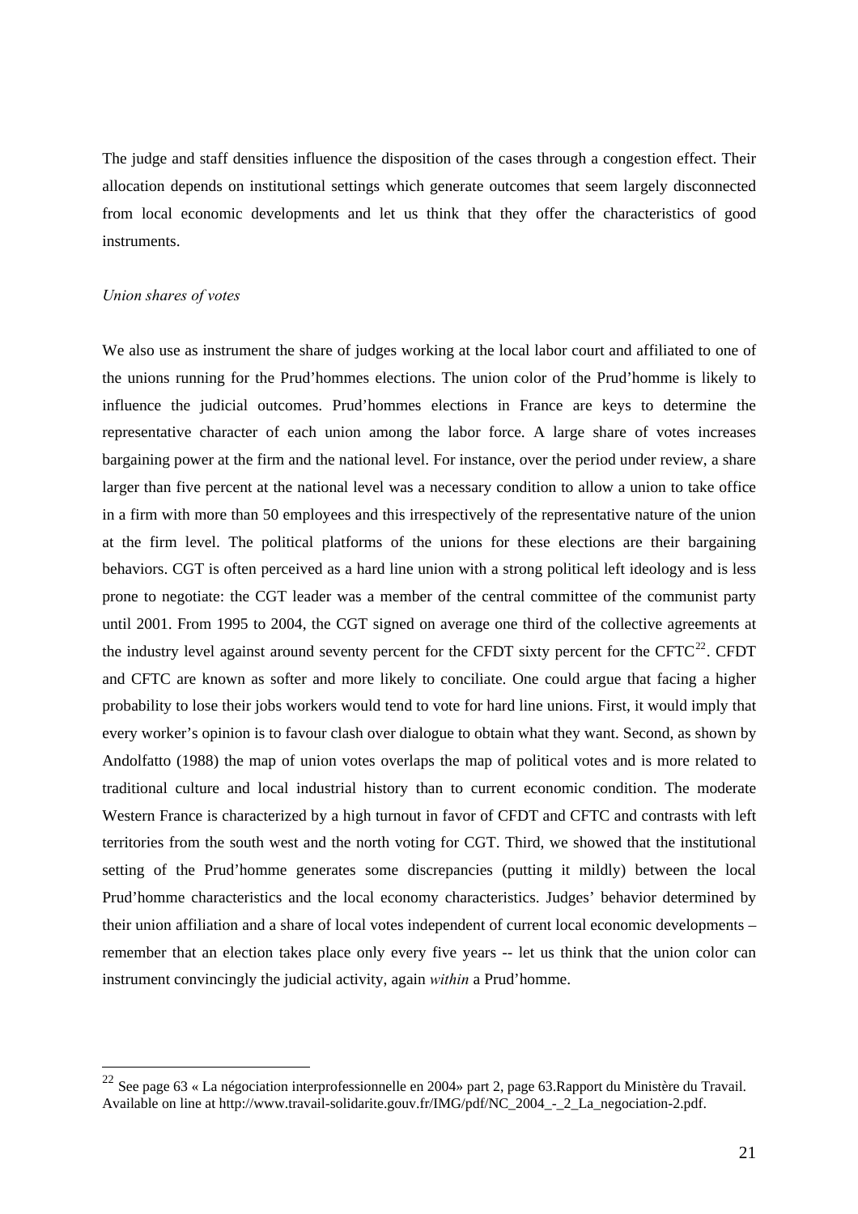The judge and staff densities influence the disposition of the cases through a congestion effect. Their allocation depends on institutional settings which generate outcomes that seem largely disconnected from local economic developments and let us think that they offer the characteristics of good instruments.

*Union shares of votes*

We also use as instrument the share of judges working at the local labor court and affiliated to one of the unions running for the Prud'hommes elections. The union color of the Prud'homme is likely to influence the judicial outcomes. Prud'hommes elections in France are keys to determine the representative character of each union among the labor force. A large share of votes increases bargaining power at the firm and the national level. For instance, over the period under review, a share larger than five percent at the national level was a necessary condition to allow a union to take office in a firm with more than 50 employees and this irrespectively of the representative nature of the union at the firm level. The political platforms of the unions for these elections are their bargaining behaviors. CGT is often perceived as a hard line union with a strong political left ideology and is less prone to negotiate: the CGT leader was a member of the central committee of the communist party until 2001. From 1995 to 2004, the CGT signed on average one third of the collective agreements at the industry level against around seventy percent for the CFDT sixty percent for the CFTC[22]. CFDT and CFTC are known as softer and more likely to conciliate. One could argue that facing a higher probability to lose their jobs workers would tend to vote for hard line unions. First, it would imply that every worker's opinion is to favour clash over dialogue to obtain what they want. Second, as shown by Andolfatto (1988) the map of union votes overlaps the map of political votes and is more related to traditional culture and local industrial history than to current economic condition. The moderate Western France is characterized by a high turnout in favor of CFDT and CFTC and contrasts with left territories from the south west and the north voting for CGT. Third, we showed that the institutional setting of the Prud'homme generates some discrepancies (putting it mildly) between the local Prud'homme characteristics and the local economy characteristics. Judges' behavior determined by their union affiliation and a share of local votes independent of current local economic developments – remember that an election takes place only every five years -- let us think that the union color can instrument convincingly the judicial activity, again *within* a Prud'homme.

[22] See page 63 « La négociation interprofessionnelle en 2004» part 2, page 63.Rapport du Ministère du Travail. Available on line at http://www.travail-solidarite.gouv.fr/IMG/pdf/NC_2004_-_2_La_negociation-2.pdf.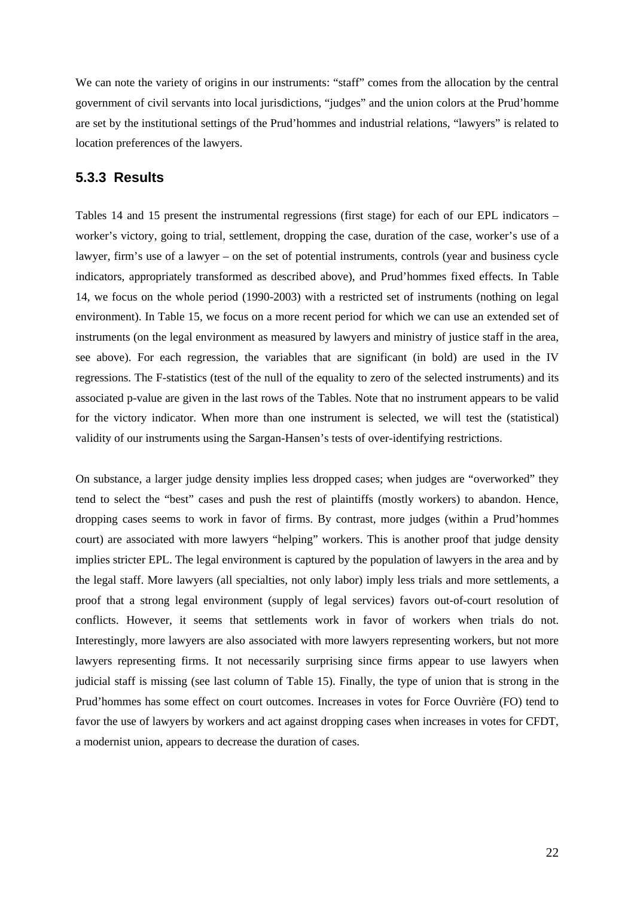We can note the variety of origins in our instruments: "staff" comes from the allocation by the central government of civil servants into local jurisdictions, "judges" and the union colors at the Prud'homme are set by the institutional settings of the Prud'hommes and industrial relations, "lawyers" is related to location preferences of the lawyers.

### 5.3.3 Results

Tables 14 and 15 present the instrumental regressions (first stage) for each of our EPL indicators – worker's victory, going to trial, settlement, dropping the case, duration of the case, worker's use of a lawyer, firm's use of a lawyer – on the set of potential instruments, controls (year and business cycle indicators, appropriately transformed as described above), and Prud'hommes fixed effects. In Table 14, we focus on the whole period (1990-2003) with a restricted set of instruments (nothing on legal environment). In Table 15, we focus on a more recent period for which we can use an extended set of instruments (on the legal environment as measured by lawyers and ministry of justice staff in the area, see above). For each regression, the variables that are significant (in bold) are used in the IV regressions. The F-statistics (test of the null of the equality to zero of the selected instruments) and its associated p-value are given in the last rows of the Tables. Note that no instrument appears to be valid for the victory indicator. When more than one instrument is selected, we will test the (statistical) validity of our instruments using the Sargan-Hansen's tests of over-identifying restrictions.

On substance, a larger judge density implies less dropped cases; when judges are "overworked" they tend to select the "best" cases and push the rest of plaintiffs (mostly workers) to abandon. Hence, dropping cases seems to work in favor of firms. By contrast, more judges (within a Prud'hommes court) are associated with more lawyers "helping" workers. This is another proof that judge density implies stricter EPL. The legal environment is captured by the population of lawyers in the area and by the legal staff. More lawyers (all specialties, not only labor) imply less trials and more settlements, a proof that a strong legal environment (supply of legal services) favors out-of-court resolution of conflicts. However, it seems that settlements work in favor of workers when trials do not. Interestingly, more lawyers are also associated with more lawyers representing workers, but not more lawyers representing firms. It not necessarily surprising since firms appear to use lawyers when judicial staff is missing (see last column of Table 15). Finally, the type of union that is strong in the Prud'hommes has some effect on court outcomes. Increases in votes for Force Ouvrière (FO) tend to favor the use of lawyers by workers and act against dropping cases when increases in votes for CFDT, a modernist union, appears to decrease the duration of cases.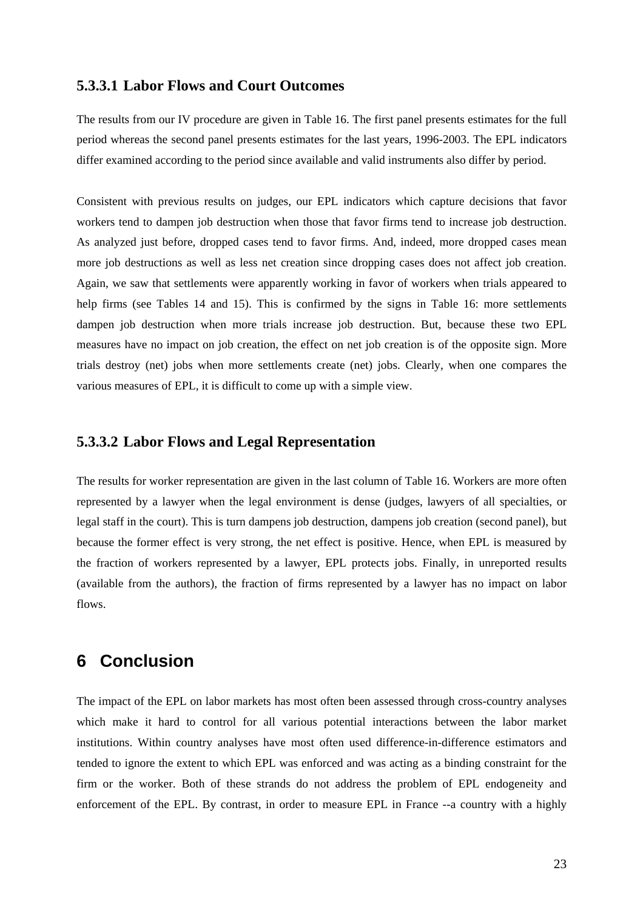#### 5.3.3.1 Labor Flows and Court Outcomes

The results from our IV procedure are given in Table 16. The first panel presents estimates for the full period whereas the second panel presents estimates for the last years, 1996-2003. The EPL indicators differ examined according to the period since available and valid instruments also differ by period.

Consistent with previous results on judges, our EPL indicators which capture decisions that favor workers tend to dampen job destruction when those that favor firms tend to increase job destruction. As analyzed just before, dropped cases tend to favor firms. And, indeed, more dropped cases mean more job destructions as well as less net creation since dropping cases does not affect job creation. Again, we saw that settlements were apparently working in favor of workers when trials appeared to help firms (see Tables 14 and 15). This is confirmed by the signs in Table 16: more settlements dampen job destruction when more trials increase job destruction. But, because these two EPL measures have no impact on job creation, the effect on net job creation is of the opposite sign. More trials destroy (net) jobs when more settlements create (net) jobs. Clearly, when one compares the various measures of EPL, it is difficult to come up with a simple view.

#### 5.3.3.2 Labor Flows and Legal Representation

The results for worker representation are given in the last column of Table 16. Workers are more often represented by a lawyer when the legal environment is dense (judges, lawyers of all specialties, or legal staff in the court). This is turn dampens job destruction, dampens job creation (second panel), but because the former effect is very strong, the net effect is positive. Hence, when EPL is measured by the fraction of workers represented by a lawyer, EPL protects jobs. Finally, in unreported results (available from the authors), the fraction of firms represented by a lawyer has no impact on labor flows.

# 6 Conclusion

The impact of the EPL on labor markets has most often been assessed through cross-country analyses which make it hard to control for all various potential interactions between the labor market institutions. Within country analyses have most often used difference-in-difference estimators and tended to ignore the extent to which EPL was enforced and was acting as a binding constraint for the firm or the worker. Both of these strands do not address the problem of EPL endogeneity and enforcement of the EPL. By contrast, in order to measure EPL in France --a country with a highly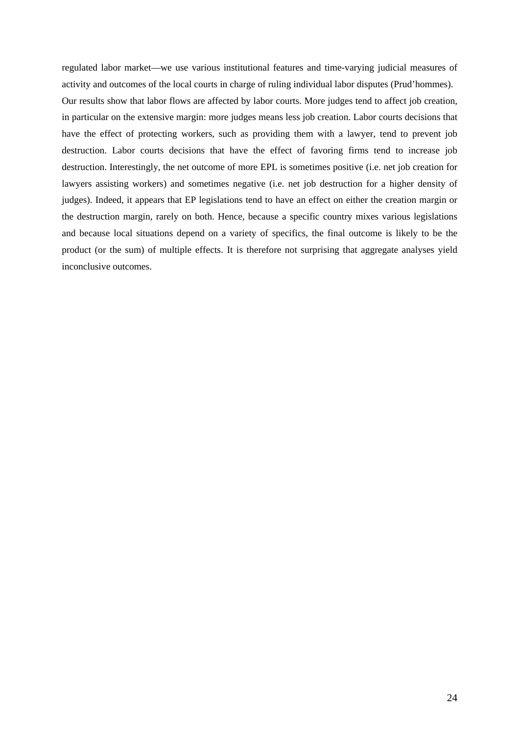regulated labor market—we use various institutional features and time-varying judicial measures of activity and outcomes of the local courts in charge of ruling individual labor disputes (Prud'hommes).

Our results show that labor flows are affected by labor courts. More judges tend to affect job creation, in particular on the extensive margin: more judges means less job creation. Labor courts decisions that have the effect of protecting workers, such as providing them with a lawyer, tend to prevent job destruction. Labor courts decisions that have the effect of favoring firms tend to increase job destruction. Interestingly, the net outcome of more EPL is sometimes positive (i.e. net job creation for lawyers assisting workers) and sometimes negative (i.e. net job destruction for a higher density of judges). Indeed, it appears that EP legislations tend to have an effect on either the creation margin or the destruction margin, rarely on both. Hence, because a specific country mixes various legislations and because local situations depend on a variety of specifics, the final outcome is likely to be the product (or the sum) of multiple effects. It is therefore not surprising that aggregate analyses yield inconclusive outcomes.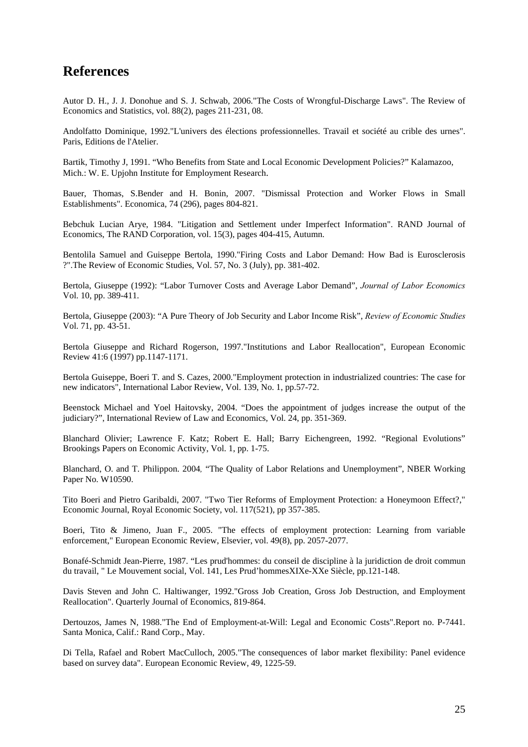# References

Autor D. H., J. J. Donohue and S. J. Schwab, 2006."The Costs of Wrongful-Discharge Laws". The Review of Economics and Statistics, vol. 88(2), pages 211-231, 08.

Andolfatto Dominique, 1992."L'univers des élections professionnelles. Travail et société au crible des urnes". Paris, Editions de l'Atelier.

Bartik, Timothy J, 1991. “Who Benefits from State and Local Economic Development Policies?” Kalamazoo, Mich.: W. E. Upjohn Institute for Employment Research.

Bauer, Thomas, S.Bender and H. Bonin, 2007. "Dismissal Protection and Worker Flows in Small Establishments". Economica, 74 (296), pages 804-821.

Bebchuk Lucian Arye, 1984. "Litigation and Settlement under Imperfect Information". RAND Journal of Economics, The RAND Corporation, vol. 15(3), pages 404-415, Autumn.

Bentolila Samuel and Guiseppe Bertola, 1990."Firing Costs and Labor Demand: How Bad is Eurosclerosis ?".The Review of Economic Studies, Vol. 57, No. 3 (July), pp. 381-402.

Bertola, Giuseppe (1992): “Labor Turnover Costs and Average Labor Demand”, *Journal of Labor Economics* Vol. 10, pp. 389-411.

Bertola, Giuseppe (2003): “A Pure Theory of Job Security and Labor Income Risk”, *Review of Economic Studies* Vol. 71, pp. 43-51.

Bertola Giuseppe and Richard Rogerson, 1997."Institutions and Labor Reallocation", European Economic Review 41:6 (1997) pp.1147-1171.

Bertola Guiseppe, Boeri T. and S. Cazes, 2000."Employment protection in industrialized countries: The case for new indicators", International Labor Review, Vol. 139, No. 1, pp.57-72.

Beenstock Michael and Yoel Haitovsky, 2004. “Does the appointment of judges increase the output of the judiciary?”, International Review of Law and Economics, Vol. 24, pp. 351-369.

Blanchard Olivier; Lawrence F. Katz; Robert E. Hall; Barry Eichengreen, 1992. “Regional Evolutions” Brookings Papers on Economic Activity, Vol. 1, pp. 1-75.

Blanchard, O. and T. Philippon. 2004*,* “The Quality of Labor Relations and Unemployment”, NBER Working Paper No. W10590.

Tito Boeri and Pietro Garibaldi, 2007. "Two Tier Reforms of Employment Protection: a Honeymoon Effect?," Economic Journal, Royal Economic Society, vol. 117(521), pp 357-385.

Boeri, Tito & Jimeno, Juan F., 2005. "The effects of employment protection: Learning from variable enforcement," European Economic Review, Elsevier, vol. 49(8), pp. 2057-2077.

Bonafé-Schmidt Jean-Pierre, 1987. “Les prud'hommes: du conseil de discipline à la juridiction de droit commun du travail, " Le Mouvement social, Vol. 141, Les Prud’hommesXIXe-XXe Siècle, pp.121-148.

Davis Steven and John C. Haltiwanger, 1992."Gross Job Creation, Gross Job Destruction, and Employment Reallocation". Quarterly Journal of Economics, 819-864.

Dertouzos, James N, 1988."The End of Employment-at-Will: Legal and Economic Costs".Report no. P-7441. Santa Monica, Calif.: Rand Corp., May.

Di Tella, Rafael and Robert MacCulloch, 2005."The consequences of labor market flexibility: Panel evidence based on survey data". European Economic Review, 49, 1225-59.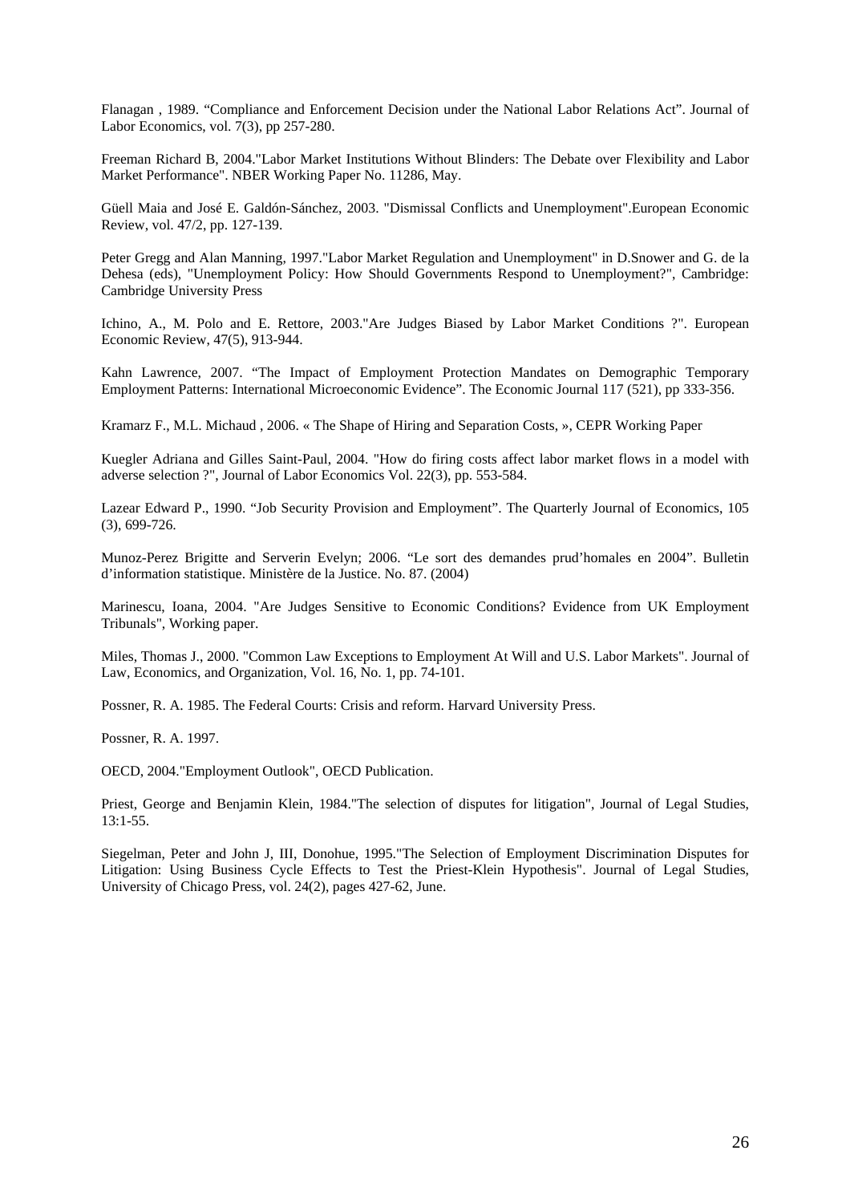Flanagan , 1989. “Compliance and Enforcement Decision under the National Labor Relations Act”. Journal of Labor Economics, vol. 7(3), pp 257-280.

Freeman Richard B, 2004."Labor Market Institutions Without Blinders: The Debate over Flexibility and Labor Market Performance". NBER Working Paper No. 11286, May.

Güell Maia and José E. Galdón-Sánchez, 2003. "Dismissal Conflicts and Unemployment".European Economic Review, vol. 47/2, pp. 127-139.

Peter Gregg and Alan Manning, 1997."Labor Market Regulation and Unemployment" in D.Snower and G. de la Dehesa (eds), "Unemployment Policy: How Should Governments Respond to Unemployment?", Cambridge: Cambridge University Press

Ichino, A., M. Polo and E. Rettore, 2003."Are Judges Biased by Labor Market Conditions ?". European Economic Review, 47(5), 913-944.

Kahn Lawrence, 2007. “The Impact of Employment Protection Mandates on Demographic Temporary Employment Patterns: International Microeconomic Evidence”. The Economic Journal 117 (521), pp 333-356.

Kramarz F., M.L. Michaud , 2006. « The Shape of Hiring and Separation Costs, », CEPR Working Paper

Kuegler Adriana and Gilles Saint-Paul, 2004. "How do firing costs affect labor market flows in a model with adverse selection ?", Journal of Labor Economics Vol. 22(3), pp. 553-584.

Lazear Edward P., 1990. “Job Security Provision and Employment”. The Quarterly Journal of Economics, 105 (3), 699-726.

Munoz-Perez Brigitte and Serverin Evelyn; 2006. “Le sort des demandes prud’homales en 2004”. Bulletin d’information statistique. Ministère de la Justice. No. 87. (2004)

Marinescu, Ioana, 2004. "Are Judges Sensitive to Economic Conditions? Evidence from UK Employment Tribunals", Working paper.

Miles, Thomas J., 2000. "Common Law Exceptions to Employment At Will and U.S. Labor Markets". Journal of Law, Economics, and Organization, Vol. 16, No. 1, pp. 74-101.

Possner, R. A. 1985. The Federal Courts: Crisis and reform. Harvard University Press.

Possner, R. A. 1997.

OECD, 2004."Employment Outlook", OECD Publication.

Priest, George and Benjamin Klein, 1984."The selection of disputes for litigation", Journal of Legal Studies, 13:1-55.

Siegelman, Peter and John J, III, Donohue, 1995."The Selection of Employment Discrimination Disputes for Litigation: Using Business Cycle Effects to Test the Priest-Klein Hypothesis". Journal of Legal Studies, University of Chicago Press, vol. 24(2), pages 427-62, June.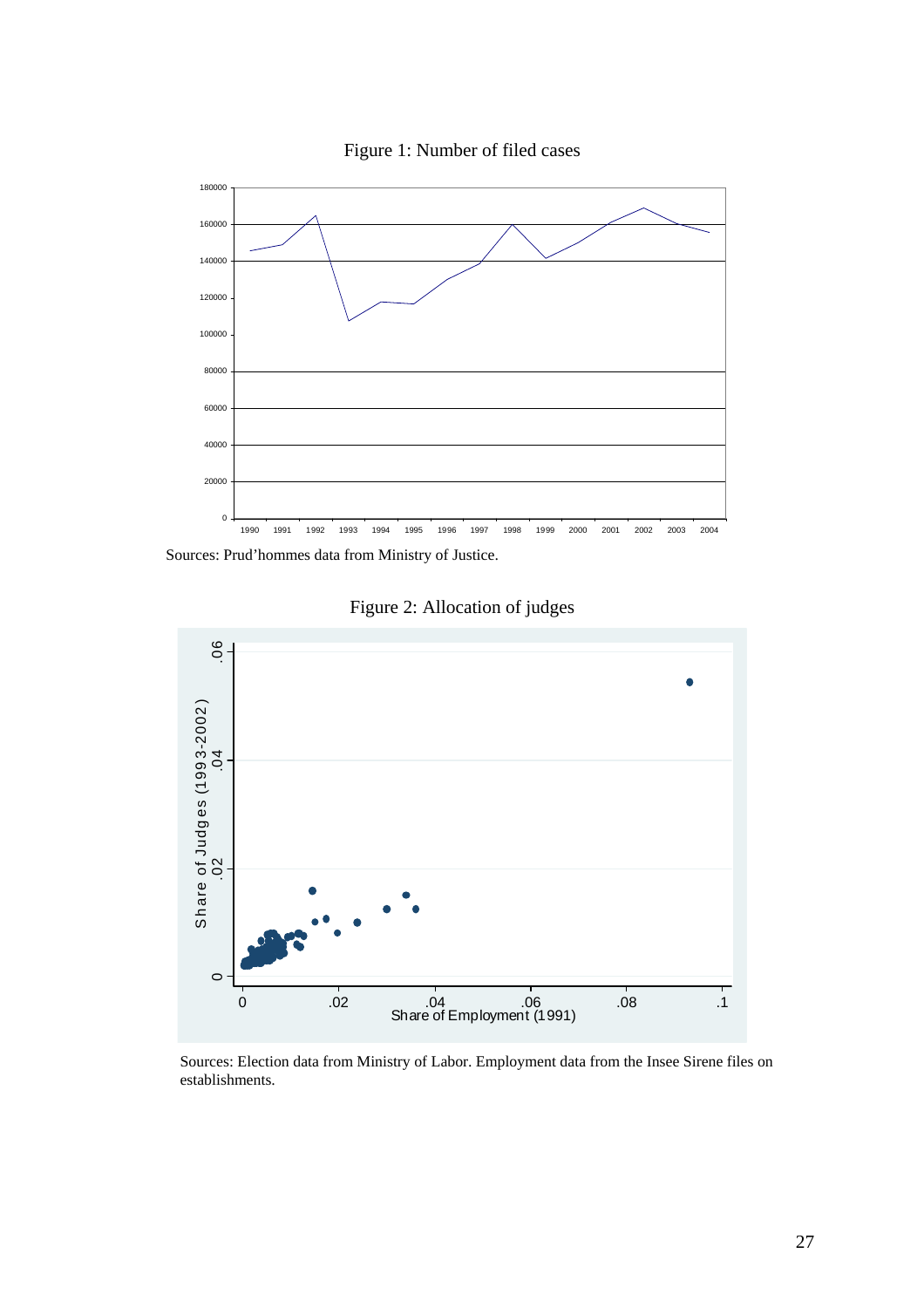Figure 1: Number of filed cases

Sources: Prud'hommes data from Ministry of Justice.

Figure 2: Allocation of judges

Sources: Election data from Ministry of Labor. Employment data from the Insee Sirene files on establishments.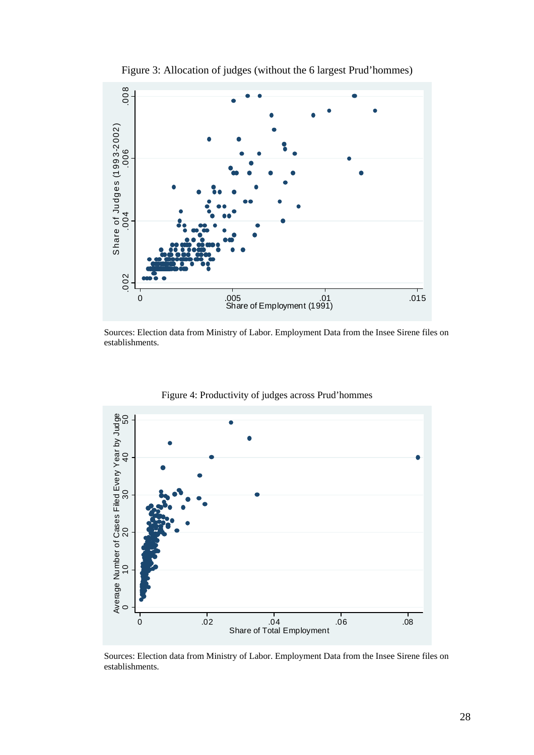Figure 3: Allocation of judges (without the 6 largest Prud'hommes)

Sources: Election data from Ministry of Labor. Employment Data from the Insee Sirene files on establishments.

Figure 4: Productivity of judges across Prud'hommes

Sources: Election data from Ministry of Labor. Employment Data from the Insee Sirene files on establishments.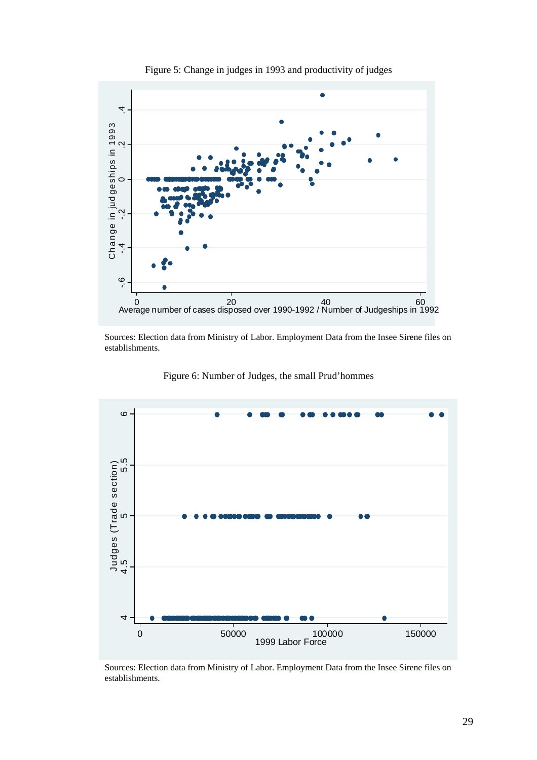Figure 5: Change in judges in 1993 and productivity of judges

Sources: Election data from Ministry of Labor. Employment Data from the Insee Sirene files on establishments.

Figure 6: Number of Judges, the small Prud'hommes

Sources: Election data from Ministry of Labor. Employment Data from the Insee Sirene files on establishments.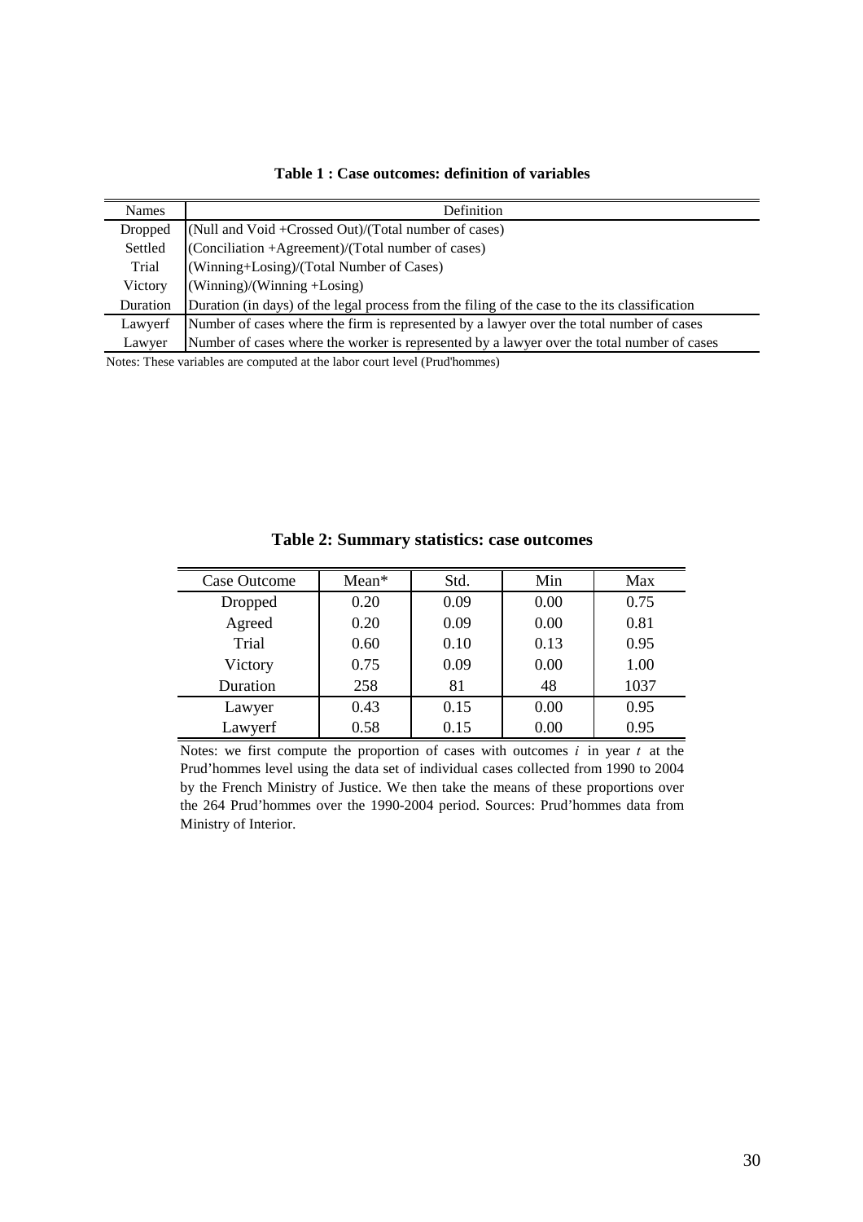**Table 1 : Case outcomes: definition of variables**

| Names | Definition |
|---|---|
| Dropped | (Null and Void +Crossed Out)/(Total number of cases) |
| Settled | (Conciliation +Agreement)/(Total number of cases) |
| Trial | (Winning+Losing)/(Total Number of Cases) |
| Victory | (Winning)/(Winning +Losing) |
| Duration | Duration (in days) of the legal process from the filing of the case to the its classification |
| Lawyerf | Number of cases where the firm is represented by a lawyer over the total number of cases |
| Lawyer | Number of cases where the worker is represented by a lawyer over the total number of cases |

Notes: These variables are computed at the labor court level (Prud'hommes)

**Table 2: Summary statistics: case outcomes**

| Case Outcome | Mean* | Std. | Min | Max |
|---|---|---|---|---|
| Dropped | 0.20 | 0.09 | 0.00 | 0.75 |
| Agreed | 0.20 | 0.09 | 0.00 | 0.81 |
| Trial | 0.60 | 0.10 | 0.13 | 0.95 |
| Victory | 0.75 | 0.09 | 0.00 | 1.00 |
| Duration | 258 | 81 | 48 | 1037 |
| Lawyer | 0.43 | 0.15 | 0.00 | 0.95 |
| Lawyerf | 0.58 | 0.15 | 0.00 | 0.95 |

Notes: we first compute the proportion of cases with outcomes $i$ in year $t$ at the Prud'hommes level using the data set of individual cases collected from 1990 to 2004 by the French Ministry of Justice. We then take the means of these proportions over the 264 Prud'hommes over the 1990-2004 period. Sources: Prud'hommes data from Ministry of Interior.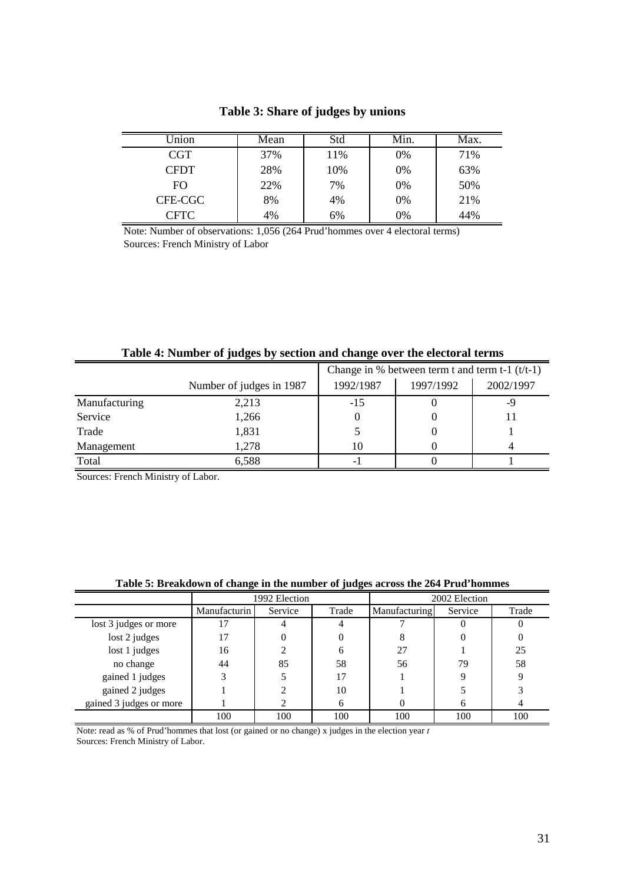**Table 3: Share of judges by unions**

| Union | Mean | Std | Min. | Max. |
|---|---|---|---|---|
| CGT | 37% | 11% | 0% | 71% |
| CFDT | 28% | 10% | 0% | 63% |
| FO | 22% | 7% | 0% | 50% |
| CFE-CGC | 8% | 4% | 0% | 21% |
| CFTC | 4% | 6% | 0% | 44% |

Note: Number of observations: 1,056 (264 Prud'hommes over 4 electoral terms)
Sources: French Ministry of Labor

**Table 4: Number of judges by section and change over the electoral terms**

| | | Change in % between term t and term t-1 (t/t-1) | | |
|---|---|---|---|---|
| | Number of judges in 1987 | 1992/1987 | 1997/1992 | 2002/1997 |
| Manufacturing | 2,213 | -15 | 0 | -9 |
| Service | 1,266 | 0 | 0 | 11 |
| Trade | 1,831 | 5 | 0 | 1 |
| Management | 1,278 | 10 | 0 | 4 |
| Total | 6,588 | -1 | 0 | 1 |

Sources: French Ministry of Labor.

**Table 5: Breakdown of change in the number of judges across the 264 Prud'hommes**

| | 1992 Election | | | 2002 Election | | |
|---|---|---|---|---|---|---|
| | Manufacturin | Service | Trade | Manufacturing | Service | Trade |
| lost 3 judges or more | 17 | 4 | 4 | 7 | 0 | 0 |
| lost 2 judges | 17 | 0 | 0 | 8 | 0 | 0 |
| lost 1 judges | 16 | 2 | 6 | 27 | 1 | 25 |
| no change | 44 | 85 | 58 | 56 | 79 | 58 |
| gained 1 judges | 3 | 5 | 17 | 1 | 9 | 9 |
| gained 2 judges | 1 | 2 | 10 | 1 | 5 | 3 |
| gained 3 judges or more | 1 | 2 | 6 | 0 | 6 | 4 |
| | 100 | 100 | 100 | 100 | 100 | 100 |

Note: read as % of Prud'hommes that lost (or gained or no change) x judges in the election year *t*
Sources: French Ministry of Labor.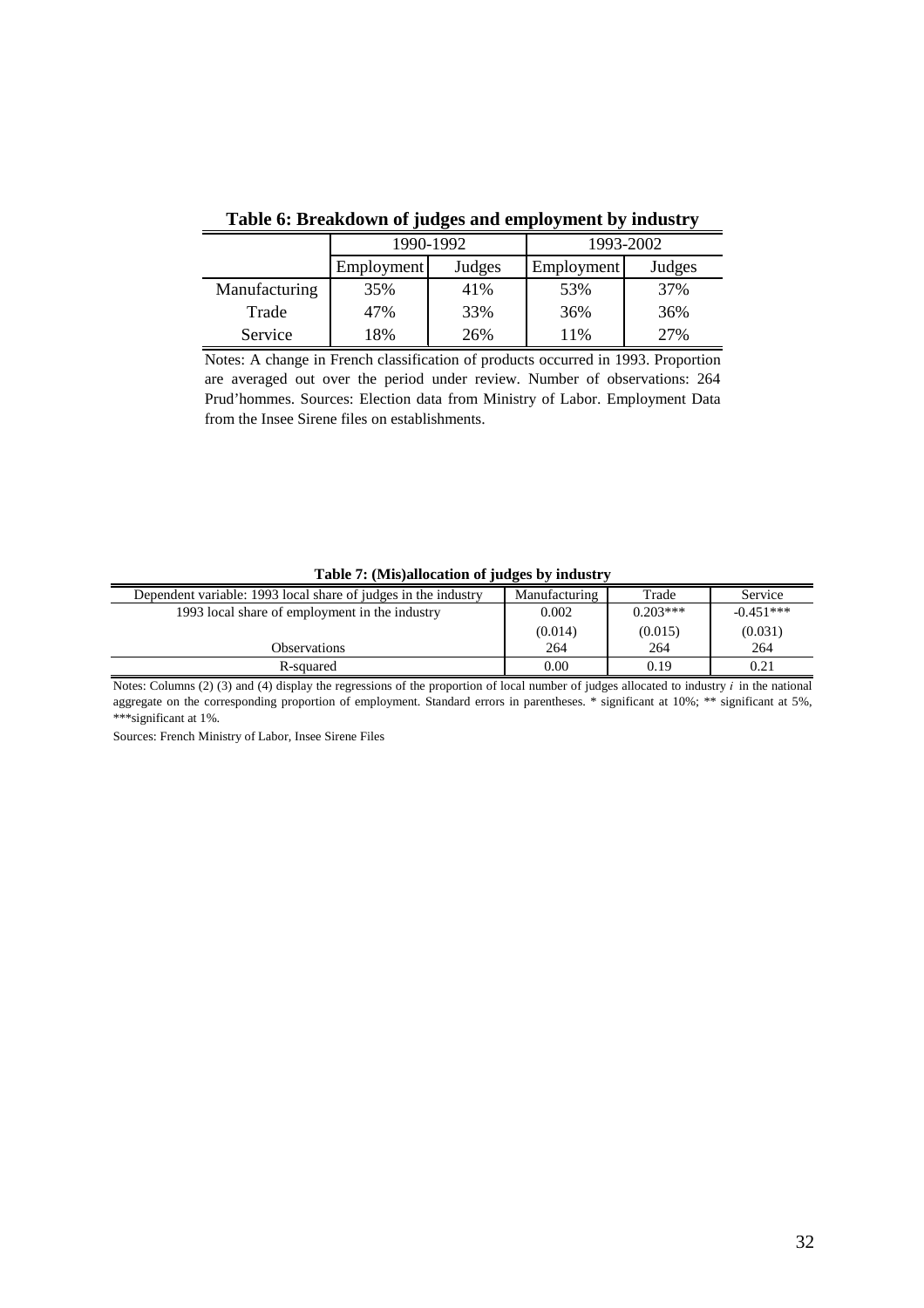**Table 6: Breakdown of judges and employment by industry**

| | 1990-1992 | | 1993-2002 | |
|---|---|---|---|---|
| | Employment | Judges | Employment | Judges |
| Manufacturing | 35% | 41% | 53% | 37% |
| Trade | 47% | 33% | 36% | 36% |
| Service | 18% | 26% | 11% | 27% |

Notes: A change in French classification of products occurred in 1993. Proportion are averaged out over the period under review. Number of observations: 264 Prud'hommes. Sources: Election data from Ministry of Labor. Employment Data from the Insee Sirene files on establishments.

**Table 7: (Mis)allocation of judges by industry**

| Dependent variable: 1993 local share of judges in the industry | Manufacturing | Trade | Service |
|---|---|---|---|
| 1993 local share of employment in the industry | 0.002 | 0.203*** | -0.451*** |
| | (0.014) | (0.015) | (0.031) |
| Observations | 264 | 264 | 264 |
| R-squared | 0.00 | 0.19 | 0.21 |

Notes: Columns (2) (3) and (4) display the regressions of the proportion of local number of judges allocated to industry $i$ in the national aggregate on the corresponding proportion of employment. Standard errors in parentheses. * significant at 10%; ** significant at 5%, ***significant at 1%.

Sources: French Ministry of Labor, Insee Sirene Files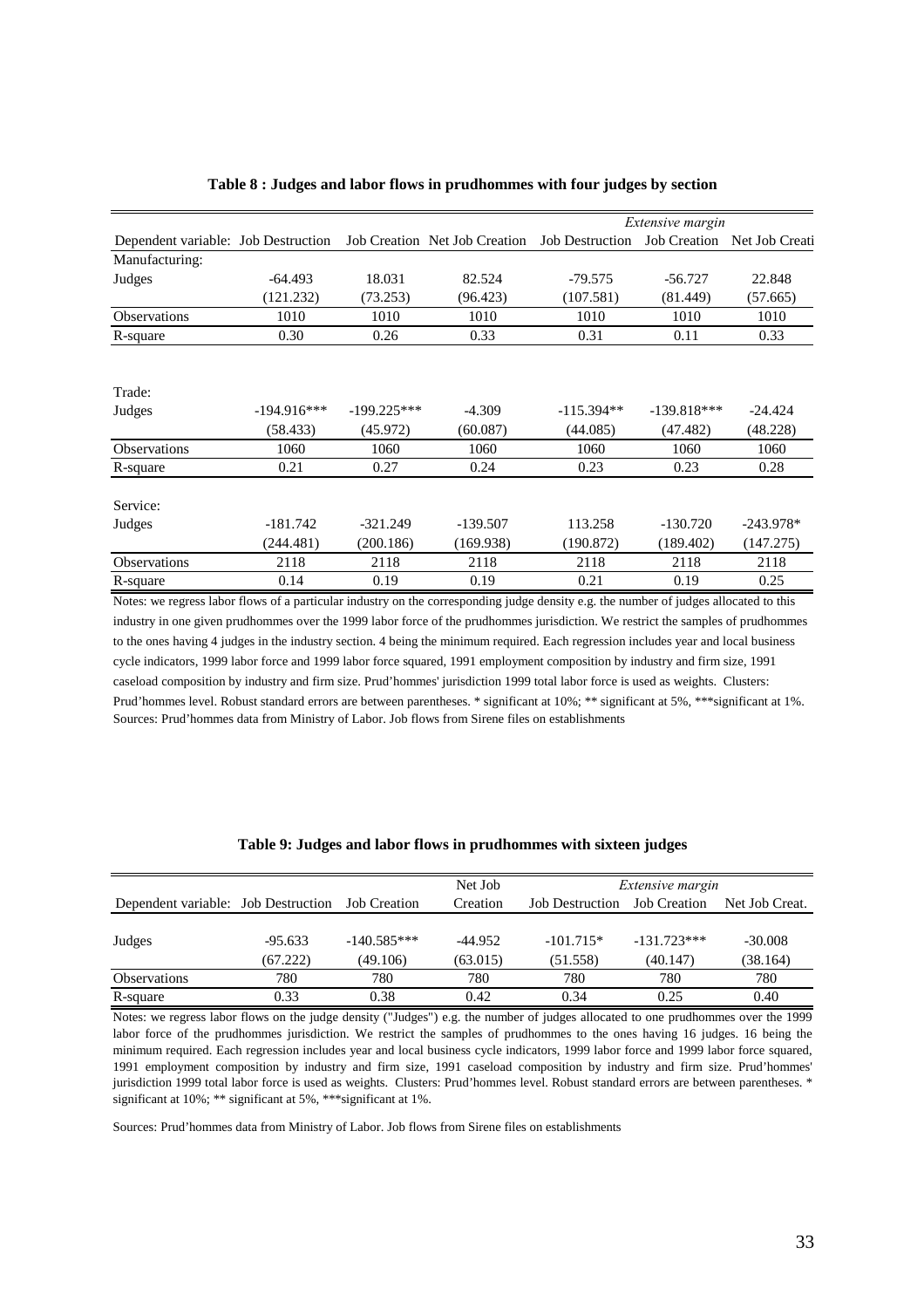**Table 8 : Judges and labor flows in prudhommes with four judges by section**

| | | | | *Extensive margin* | | |
|---|---|---|---|---|---|---|
| Dependent variable: | Job Destruction | Job Creation | Net Job Creation | Job Destruction | Job Creation | Net Job Creati |
| Manufacturing: | | | | | | |
| Judges | -64.493 | 18.031 | 82.524 | -79.575 | -56.727 | 22.848 |
| | (121.232) | (73.253) | (96.423) | (107.581) | (81.449) | (57.665) |
| Observations | 1010 | 1010 | 1010 | 1010 | 1010 | 1010 |
| R-square | 0.30 | 0.26 | 0.33 | 0.31 | 0.11 | 0.33 |
| Trade: | | | | | | |
| Judges | -194.916*** | -199.225*** | -4.309 | -115.394** | -139.818*** | -24.424 |
| | (58.433) | (45.972) | (60.087) | (44.085) | (47.482) | (48.228) |
| Observations | 1060 | 1060 | 1060 | 1060 | 1060 | 1060 |
| R-square | 0.21 | 0.27 | 0.24 | 0.23 | 0.23 | 0.28 |
| Service: | | | | | | |
| Judges | -181.742 | -321.249 | -139.507 | 113.258 | -130.720 | -243.978* |
| | (244.481) | (200.186) | (169.938) | (190.872) | (189.402) | (147.275) |
| Observations | 2118 | 2118 | 2118 | 2118 | 2118 | 2118 |
| R-square | 0.14 | 0.19 | 0.19 | 0.21 | 0.19 | 0.25 |

Notes: we regress labor flows of a particular industry on the corresponding judge density e.g. the number of judges allocated to this industry in one given prudhommes over the 1999 labor force of the prudhommes jurisdiction. We restrict the samples of prudhommes to the ones having 4 judges in the industry section. 4 being the minimum required. Each regression includes year and local business cycle indicators, 1999 labor force and 1999 labor force squared, 1991 employment composition by industry and firm size, 1991 caseload composition by industry and firm size. Prud'hommes' jurisdiction 1999 total labor force is used as weights. Clusters: Prud'hommes level. Robust standard errors are between parentheses. * significant at 10%; ** significant at 5%, ***significant at 1%. Sources: Prud'hommes data from Ministry of Labor. Job flows from Sirene files on establishments

**Table 9: Judges and labor flows in prudhommes with sixteen judges**

| | | | | *Extensive margin* | | |
|---|---|---|---|---|---|---|
| Dependent variable: | Job Destruction | Job Creation | Net Job Creation | Job Destruction | Job Creation | Net Job Creat. |
| Judges | -95.633 | -140.585*** | -44.952 | -101.715* | -131.723*** | -30.008 |
| | (67.222) | (49.106) | (63.015) | (51.558) | (40.147) | (38.164) |
| Observations | 780 | 780 | 780 | 780 | 780 | 780 |
| R-square | 0.33 | 0.38 | 0.42 | 0.34 | 0.25 | 0.40 |

Notes: we regress labor flows on the judge density ("Judges") e.g. the number of judges allocated to one prudhommes over the 1999 labor force of the prudhommes jurisdiction. We restrict the samples of prudhommes to the ones having 16 judges. 16 being the minimum required. Each regression includes year and local business cycle indicators, 1999 labor force and 1999 labor force squared, 1991 employment composition by industry and firm size, 1991 caseload composition by industry and firm size. Prud'hommes' jurisdiction 1999 total labor force is used as weights. Clusters: Prud'hommes level. Robust standard errors are between parentheses. * significant at 10%; ** significant at 5%, ***significant at 1%.

Sources: Prud'hommes data from Ministry of Labor. Job flows from Sirene files on establishments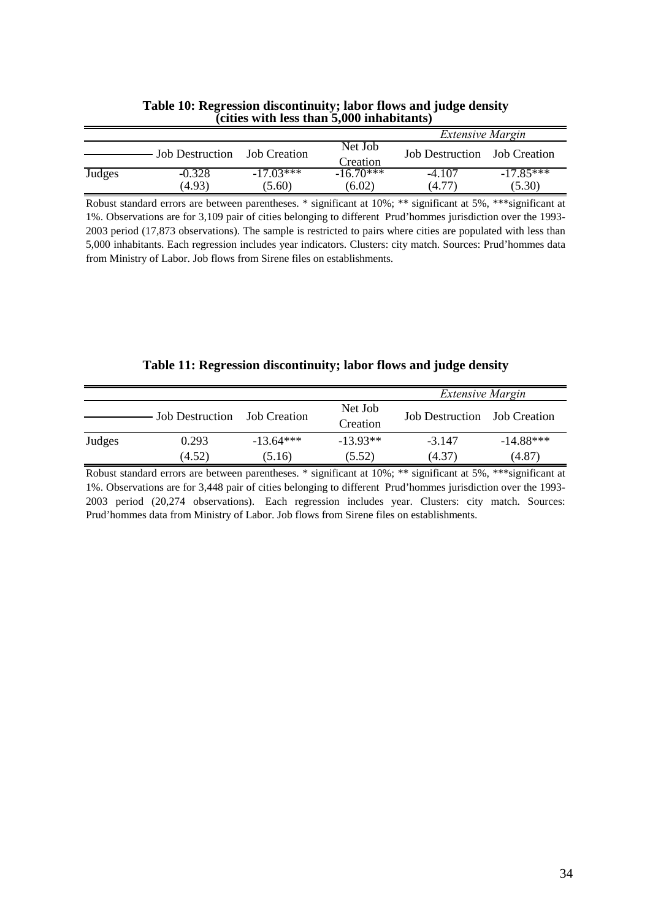**Table 10: Regression discontinuity; labor flows and judge density (cities with less than 5,000 inhabitants)**

| | | | | *Extensive Margin* | |
|---|---|---|---|---|---|
| | Job Destruction | Job Creation | Net Job Creation | Job Destruction | Job Creation |
| Judges | -0.328 | -17.03*** | -16.70*** | -4.107 | -17.85*** |
| | (4.93) | (5.60) | (6.02) | (4.77) | (5.30) |

Robust standard errors are between parentheses. * significant at 10%; ** significant at 5%, ***significant at 1%. Observations are for 3,109 pair of cities belonging to different Prud'hommes jurisdiction over the 1993-2003 period (17,873 observations). The sample is restricted to pairs where cities are populated with less than 5,000 inhabitants. Each regression includes year indicators. Clusters: city match. Sources: Prud'hommes data from Ministry of Labor. Job flows from Sirene files on establishments.

**Table 11: Regression discontinuity; labor flows and judge density**

| | | | | *Extensive Margin* | |
|---|---|---|---|---|---|
| | Job Destruction | Job Creation | Net Job Creation | Job Destruction | Job Creation |
| Judges | 0.293 | -13.64*** | -13.93** | -3.147 | -14.88*** |
| | (4.52) | (5.16) | (5.52) | (4.37) | (4.87) |

Robust standard errors are between parentheses. * significant at 10%; ** significant at 5%, ***significant at 1%. Observations are for 3,448 pair of cities belonging to different Prud'hommes jurisdiction over the 1993-2003 period (20,274 observations). Each regression includes year. Clusters: city match. Sources: Prud'hommes data from Ministry of Labor. Job flows from Sirene files on establishments.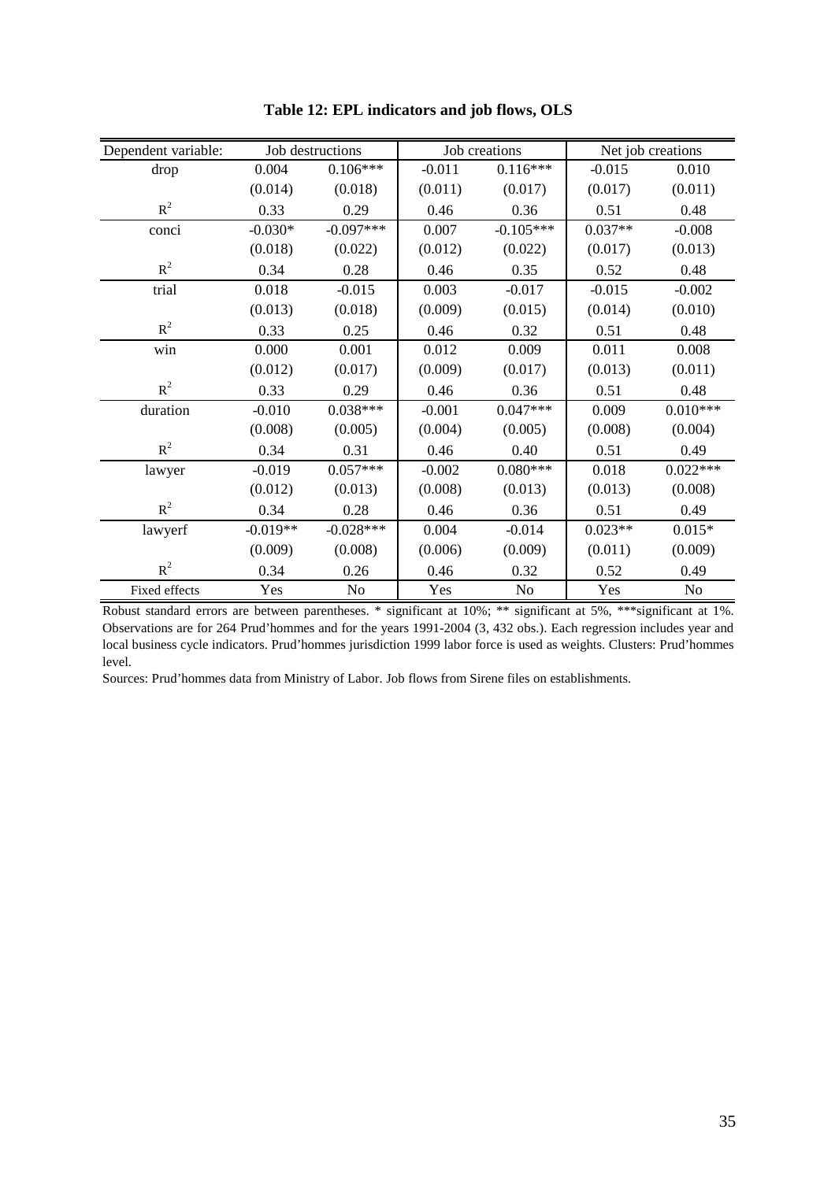**Table 12: EPL indicators and job flows, OLS**

| Dependent variable: | Job destructions | | Job creations | | Net job creations | |
|---|---|---|---|---|---|---|
| drop | 0.004 | 0.106*** | -0.011 | 0.116*** | -0.015 | 0.010 |
| | (0.014) | (0.018) | (0.011) | (0.017) | (0.017) | (0.011) |
| $R^2$ | 0.33 | 0.29 | 0.46 | 0.36 | 0.51 | 0.48 |
| conci | -0.030* | -0.097*** | 0.007 | -0.105*** | 0.037** | -0.008 |
| | (0.018) | (0.022) | (0.012) | (0.022) | (0.017) | (0.013) |
| $R^2$ | 0.34 | 0.28 | 0.46 | 0.35 | 0.52 | 0.48 |
| trial | 0.018 | -0.015 | 0.003 | -0.017 | -0.015 | -0.002 |
| | (0.013) | (0.018) | (0.009) | (0.015) | (0.014) | (0.010) |
| $R^2$ | 0.33 | 0.25 | 0.46 | 0.32 | 0.51 | 0.48 |
| win | 0.000 | 0.001 | 0.012 | 0.009 | 0.011 | 0.008 |
| | (0.012) | (0.017) | (0.009) | (0.017) | (0.013) | (0.011) |
| $R^2$ | 0.33 | 0.29 | 0.46 | 0.36 | 0.51 | 0.48 |
| duration | -0.010 | 0.038*** | -0.001 | 0.047*** | 0.009 | 0.010*** |
| | (0.008) | (0.005) | (0.004) | (0.005) | (0.008) | (0.004) |
| $R^2$ | 0.34 | 0.31 | 0.46 | 0.40 | 0.51 | 0.49 |
| lawyer | -0.019 | 0.057*** | -0.002 | 0.080*** | 0.018 | 0.022*** |
| | (0.012) | (0.013) | (0.008) | (0.013) | (0.013) | (0.008) |
| $R^2$ | 0.34 | 0.28 | 0.46 | 0.36 | 0.51 | 0.49 |
| lawyerf | -0.019** | -0.028*** | 0.004 | -0.014 | 0.023** | 0.015* |
| | (0.009) | (0.008) | (0.006) | (0.009) | (0.011) | (0.009) |
| $R^2$ | 0.34 | 0.26 | 0.46 | 0.32 | 0.52 | 0.49 |
| Fixed effects | Yes | No | Yes | No | Yes | No |

Robust standard errors are between parentheses. * significant at 10%; ** significant at 5%, ***significant at 1%. Observations are for 264 Prud'hommes and for the years 1991-2004 (3, 432 obs.). Each regression includes year and local business cycle indicators. Prud'hommes jurisdiction 1999 labor force is used as weights. Clusters: Prud'hommes level.

Sources: Prud'hommes data from Ministry of Labor. Job flows from Sirene files on establishments.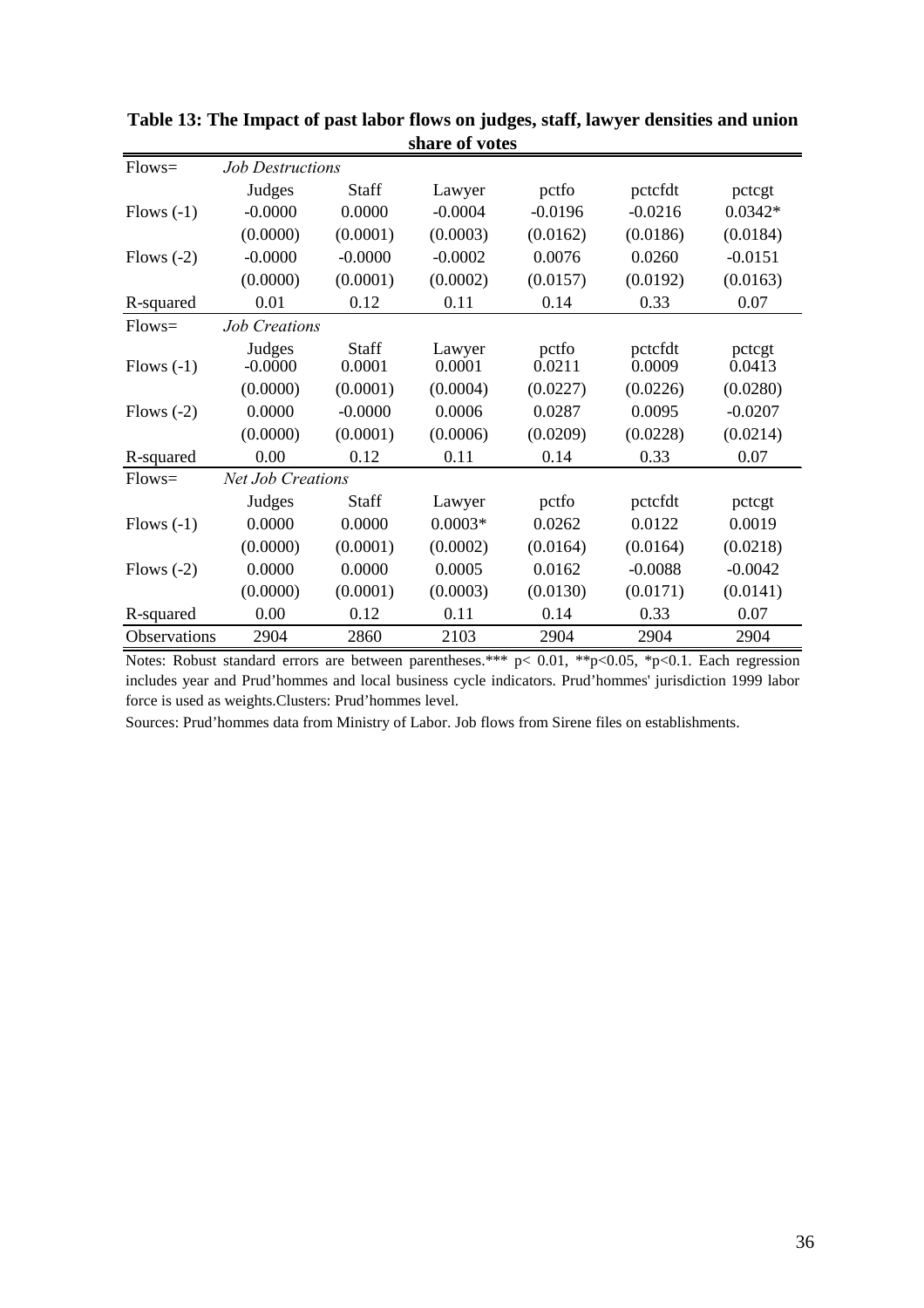**Table 13: The Impact of past labor flows on judges, staff, lawyer densities and union share of votes**

| Flows= | *Job Destructions* | | | | | |
|---|---|---|---|---|---|---|
| | Judges | Staff | Lawyer | pctfo | pctcfdt | pctcgt |
| Flows (-1) | -0.0000 | 0.0000 | -0.0004 | -0.0196 | -0.0216 | 0.0342* |
| | (0.0000) | (0.0001) | (0.0003) | (0.0162) | (0.0186) | (0.0184) |
| Flows (-2) | -0.0000 | -0.0000 | -0.0002 | 0.0076 | 0.0260 | -0.0151 |
| | (0.0000) | (0.0001) | (0.0002) | (0.0157) | (0.0192) | (0.0163) |
| R-squared | 0.01 | 0.12 | 0.11 | 0.14 | 0.33 | 0.07 |
| Flows= | *Job Creations* | | | | | |
| | Judges | Staff | Lawyer | pctfo | pctcfdt | pctcgt |
| Flows (-1) | -0.0000 | 0.0001 | 0.0001 | 0.0211 | 0.0009 | 0.0413 |
| | (0.0000) | (0.0001) | (0.0004) | (0.0227) | (0.0226) | (0.0280) |
| Flows (-2) | 0.0000 | -0.0000 | 0.0006 | 0.0287 | 0.0095 | -0.0207 |
| | (0.0000) | (0.0001) | (0.0006) | (0.0209) | (0.0228) | (0.0214) |
| R-squared | 0.00 | 0.12 | 0.11 | 0.14 | 0.33 | 0.07 |
| Flows= | *Net Job Creations* | | | | | |
| | Judges | Staff | Lawyer | pctfo | pctcfdt | pctcgt |
| Flows (-1) | 0.0000 | 0.0000 | 0.0003* | 0.0262 | 0.0122 | 0.0019 |
| | (0.0000) | (0.0001) | (0.0002) | (0.0164) | (0.0164) | (0.0218) |
| Flows (-2) | 0.0000 | 0.0000 | 0.0005 | 0.0162 | -0.0088 | -0.0042 |
| | (0.0000) | (0.0001) | (0.0003) | (0.0130) | (0.0171) | (0.0141) |
| R-squared | 0.00 | 0.12 | 0.11 | 0.14 | 0.33 | 0.07 |
| Observations | 2904 | 2860 | 2103 | 2904 | 2904 | 2904 |

Notes: Robust standard errors are between parentheses.*** p< 0.01, **p<0.05, *p<0.1. Each regression includes year and Prud'hommes and local business cycle indicators. Prud'hommes' jurisdiction 1999 labor force is used as weights.Clusters: Prud'hommes level.

Sources: Prud'hommes data from Ministry of Labor. Job flows from Sirene files on establishments.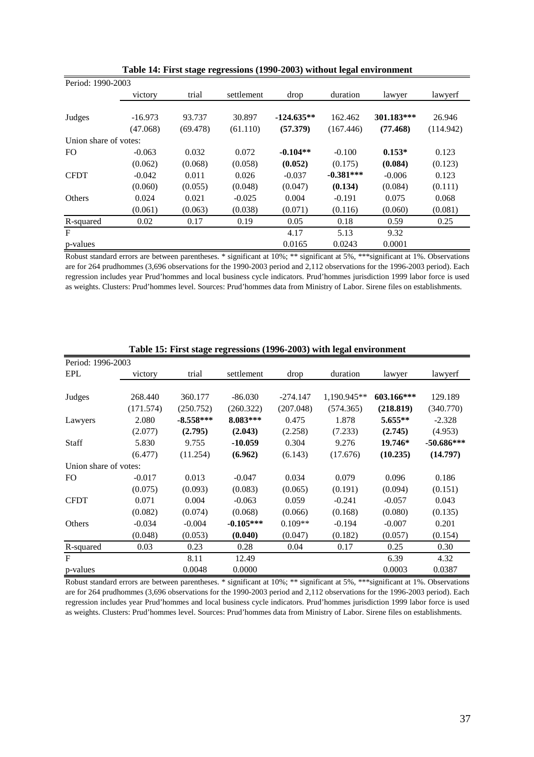**Table 14: First stage regressions (1990-2003) without legal environment**

| Period: 1990-2003 | victory | trial | settlement | drop | duration | lawyer | lawyerf |
|---|---|---|---|---|---|---|---|
| Judges | -16.973 | 93.737 | 30.897 | **-124.635**** | 162.462 | **301.183***** | 26.946 |
| | (47.068) | (69.478) | (61.110) | **(57.379)** | (167.446) | **(77.468)** | (114.942) |
| Union share of votes: | | | | | | | |
| FO | -0.063 | 0.032 | 0.072 | **-0.104**** | -0.100 | **0.153*** | 0.123 |
| | (0.062) | (0.068) | (0.058) | **(0.052)** | (0.175) | **(0.084)** | (0.123) |
| CFDT | -0.042 | 0.011 | 0.026 | -0.037 | **-0.381***** | -0.006 | 0.123 |
| | (0.060) | (0.055) | (0.048) | (0.047) | **(0.134)** | (0.084) | (0.111) |
| Others | 0.024 | 0.021 | -0.025 | 0.004 | -0.191 | 0.075 | 0.068 |
| | (0.061) | (0.063) | (0.038) | (0.071) | (0.116) | (0.060) | (0.081) |
| R-squared | 0.02 | 0.17 | 0.19 | 0.05 | 0.18 | 0.59 | 0.25 |
| F | | | | 4.17 | 5.13 | 9.32 | |
| p-values | | | | 0.0165 | 0.0243 | 0.0001 | |

Robust standard errors are between parentheses. * significant at 10%; ** significant at 5%, ***significant at 1%. Observations are for 264 prudhommes (3,696 observations for the 1990-2003 period and 2,112 observations for the 1996-2003 period). Each regression includes year Prud'hommes and local business cycle indicators. Prud'hommes jurisdiction 1999 labor force is used as weights. Clusters: Prud'hommes level. Sources: Prud'hommes data from Ministry of Labor. Sirene files on establishments.

**Table 15: First stage regressions (1996-2003) with legal environment**

| Period: 1996-2003 EPL | victory | trial | settlement | drop | duration | lawyer | lawyerf |
|---|---|---|---|---|---|---|---|
| Judges | 268.440 | 360.177 | -86.030 | -274.147 | 1,190.945** | **603.166***** | 129.189 |
| | (171.574) | (250.752) | (260.322) | (207.048) | (574.365) | **(218.819)** | (340.770) |
| Lawyers | 2.080 | **-8.558***** | **8.083***** | 0.475 | 1.878 | **5.655**** | -2.328 |
| | (2.077) | **(2.795)** | **(2.043)** | (2.258) | (7.233) | **(2.745)** | (4.953) |
| Staff | 5.830 | 9.755 | **-10.059** | 0.304 | 9.276 | **19.746*** | **-50.686***** |
| | (6.477) | (11.254) | **(6.962)** | (6.143) | (17.676) | **(10.235)** | **(14.797)** |
| Union share of votes: | | | | | | | |
| FO | -0.017 | 0.013 | -0.047 | 0.034 | 0.079 | 0.096 | 0.186 |
| | (0.075) | (0.093) | (0.083) | (0.065) | (0.191) | (0.094) | (0.151) |
| CFDT | 0.071 | 0.004 | -0.063 | 0.059 | -0.241 | -0.057 | 0.043 |
| | (0.082) | (0.074) | (0.068) | (0.066) | (0.168) | (0.080) | (0.135) |
| Others | -0.034 | -0.004 | **-0.105***** | 0.109** | -0.194 | -0.007 | 0.201 |
| | (0.048) | (0.053) | **(0.040)** | (0.047) | (0.182) | (0.057) | (0.154) |
| R-squared | 0.03 | 0.23 | 0.28 | 0.04 | 0.17 | 0.25 | 0.30 |
| F | | 8.11 | 12.49 | | | 6.39 | 4.32 |
| p-values | | 0.0048 | 0.0000 | | | 0.0003 | 0.0387 |

Robust standard errors are between parentheses. * significant at 10%; ** significant at 5%, ***significant at 1%. Observations are for 264 prudhommes (3,696 observations for the 1990-2003 period and 2,112 observations for the 1996-2003 period). Each regression includes year Prud'hommes and local business cycle indicators. Prud'hommes jurisdiction 1999 labor force is used as weights. Clusters: Prud'hommes level. Sources: Prud'hommes data from Ministry of Labor. Sirene files on establishments.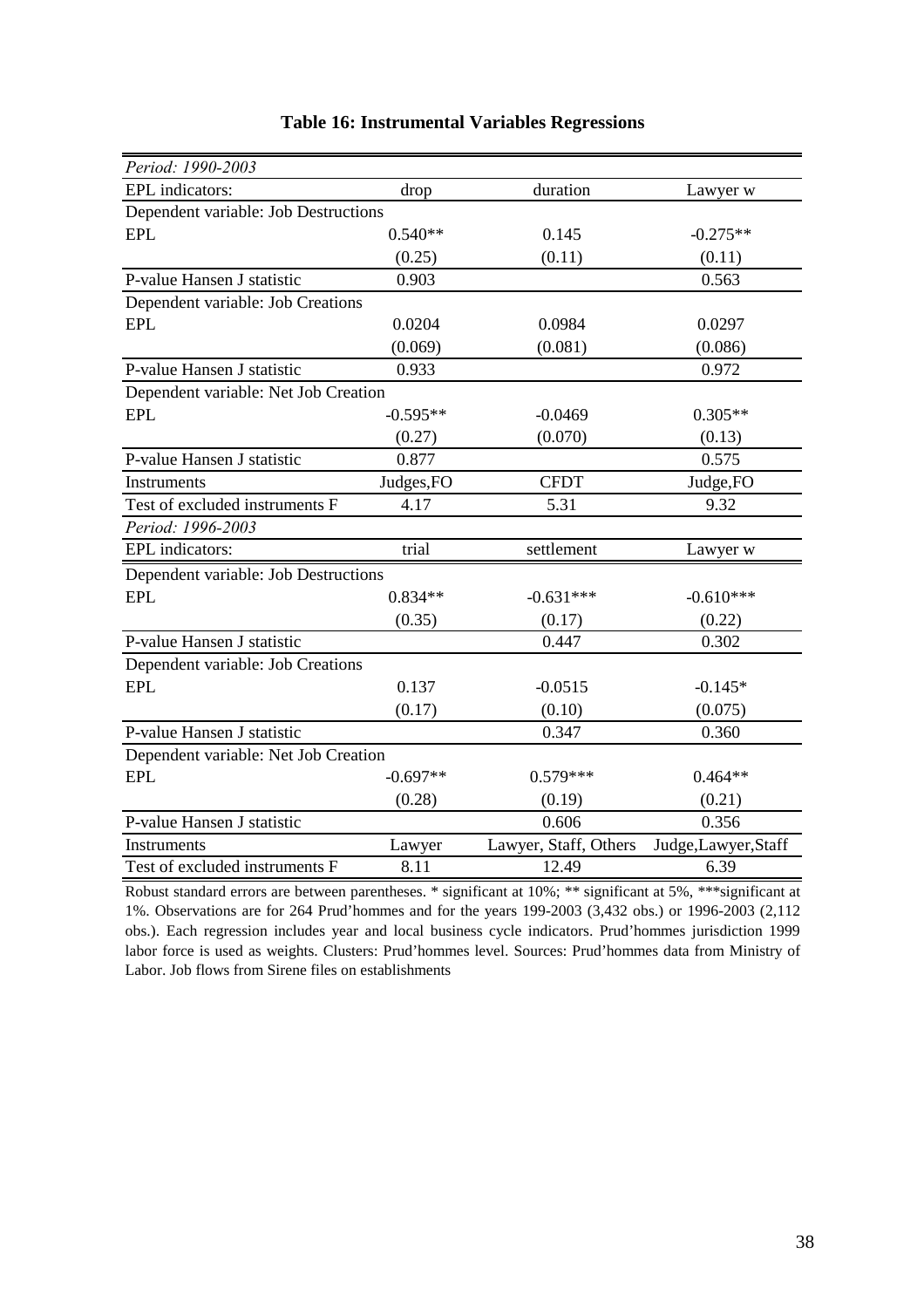**Table 16: Instrumental Variables Regressions**

| *Period: 1990-2003* | | | |
|---|---|---|---|
| EPL indicators: | drop | duration | Lawyer w |
| Dependent variable: Job Destructions | | | |
| EPL | 0.540** | 0.145 | -0.275** |
| | (0.25) | (0.11) | (0.11) |
| P-value Hansen J statistic | 0.903 | | 0.563 |
| Dependent variable: Job Creations | | | |
| EPL | 0.0204 | 0.0984 | 0.0297 |
| | (0.069) | (0.081) | (0.086) |
| P-value Hansen J statistic | 0.933 | | 0.972 |
| Dependent variable: Net Job Creation | | | |
| EPL | -0.595** | -0.0469 | 0.305** |
| | (0.27) | (0.070) | (0.13) |
| P-value Hansen J statistic | 0.877 | | 0.575 |
| Instruments | Judges,FO | CFDT | Judge,FO |
| Test of excluded instruments F | 4.17 | 5.31 | 9.32 |
| *Period: 1996-2003* | | | |
| EPL indicators: | trial | settlement | Lawyer w |
| Dependent variable: Job Destructions | | | |
| EPL | 0.834** | -0.631*** | -0.610*** |
| | (0.35) | (0.17) | (0.22) |
| P-value Hansen J statistic | | 0.447 | 0.302 |
| Dependent variable: Job Creations | | | |
| EPL | 0.137 | -0.0515 | -0.145* |
| | (0.17) | (0.10) | (0.075) |
| P-value Hansen J statistic | | 0.347 | 0.360 |
| Dependent variable: Net Job Creation | | | |
| EPL | -0.697** | 0.579*** | 0.464** |
| | (0.28) | (0.19) | (0.21) |
| P-value Hansen J statistic | | 0.606 | 0.356 |
| Instruments | Lawyer | Lawyer, Staff, Others | Judge,Lawyer,Staff |
| Test of excluded instruments F | 8.11 | 12.49 | 6.39 |

Robust standard errors are between parentheses. * significant at 10%; ** significant at 5%, ***significant at 1%. Observations are for 264 Prud'hommes and for the years 199-2003 (3,432 obs.) or 1996-2003 (2,112 obs.). Each regression includes year and local business cycle indicators. Prud'hommes jurisdiction 1999 labor force is used as weights. Clusters: Prud'hommes level. Sources: Prud'hommes data from Ministry of Labor. Job flows from Sirene files on establishments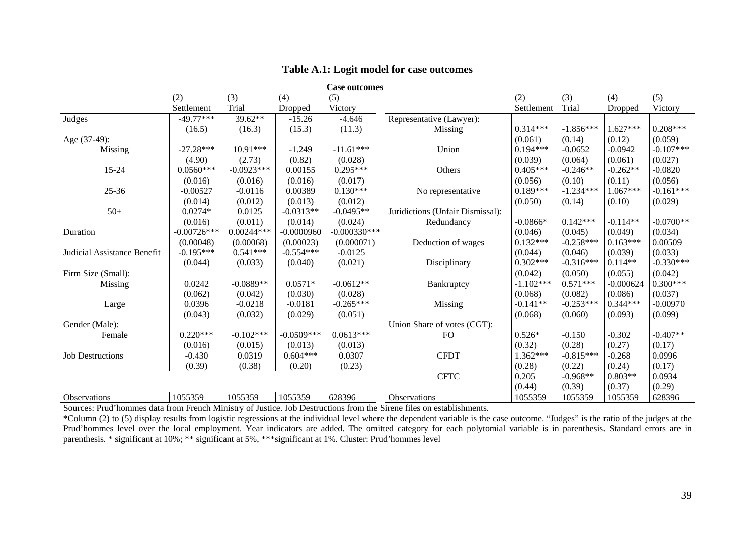## Table A.1: Logit model for case outcomes

| | Case outcomes | | | | | | | | |
|---|---|---|---|---|---|---|---|---|---|
| | (2) | (3) | (4) | (5) | | (2) | (3) | (4) | (5) |
| | Settlement | Trial | Dropped | Victory | | Settlement | Trial | Dropped | Victory |
| Judges | -49.77*** | 39.62** | -15.26 | -4.646 | Representative (Lawyer): | | | | |
| | (16.5) | (16.3) | (15.3) | (11.3) | Missing | 0.314*** | -1.856*** | 1.627*** | 0.208*** |
| Age (37-49): | | | | | | (0.061) | (0.14) | (0.12) | (0.059) |
| Missing | -27.28*** | 10.91*** | -1.249 | -11.61*** | Union | 0.194*** | -0.0652 | -0.0942 | -0.107*** |
| | (4.90) | (2.73) | (0.82) | (0.028) | | (0.039) | (0.064) | (0.061) | (0.027) |
| 15-24 | 0.0560*** | -0.0923*** | 0.00155 | 0.295*** | Others | 0.405*** | -0.246** | -0.262** | -0.0820 |
| | (0.016) | (0.016) | (0.016) | (0.017) | | (0.056) | (0.10) | (0.11) | (0.056) |
| 25-36 | -0.00527 | -0.0116 | 0.00389 | 0.130*** | No representative | 0.189*** | -1.234*** | 1.067*** | -0.161*** |
| | (0.014) | (0.012) | (0.013) | (0.012) | | (0.050) | (0.14) | (0.10) | (0.029) |
| 50+ | 0.0274* | 0.0125 | -0.0313** | -0.0495** | Juridictions (Unfair Dismissal): | | | | |
| | (0.016) | (0.011) | (0.014) | (0.024) | Redundancy | -0.0866* | 0.142*** | -0.114** | -0.0700** |
| Duration | -0.00726*** | 0.00244*** | -0.0000960 | -0.000330*** | | (0.046) | (0.045) | (0.049) | (0.034) |
| | (0.00048) | (0.00068) | (0.00023) | (0.000071) | Deduction of wages | 0.132*** | -0.258*** | 0.163*** | 0.00509 |
| Judicial Assistance Benefit | -0.195*** | 0.541*** | -0.554*** | -0.0125 | | (0.044) | (0.046) | (0.039) | (0.033) |
| | (0.044) | (0.033) | (0.040) | (0.021) | Disciplinary | 0.302*** | -0.316*** | 0.114** | -0.330*** |
| Firm Size (Small): | | | | | | (0.042) | (0.050) | (0.055) | (0.042) |
| Missing | 0.0242 | -0.0889** | 0.0571* | -0.0612** | Bankruptcy | -1.102*** | 0.571*** | -0.000624 | 0.300*** |
| | (0.062) | (0.042) | (0.030) | (0.028) | | (0.068) | (0.082) | (0.086) | (0.037) |
| Large | 0.0396 | -0.0218 | -0.0181 | -0.265*** | Missing | -0.141** | -0.253*** | 0.344*** | -0.00970 |
| | (0.043) | (0.032) | (0.029) | (0.051) | | (0.068) | (0.060) | (0.093) | (0.099) |
| Gender (Male): | | | | | Union Share of votes (CGT): | | | | |
| Female | 0.220*** | -0.102*** | -0.0509*** | 0.0613*** | FO | 0.526* | -0.150 | -0.302 | -0.407** |
| | (0.016) | (0.015) | (0.013) | (0.013) | | (0.32) | (0.28) | (0.27) | (0.17) |
| Job Destructions | -0.430 | 0.0319 | 0.604*** | 0.0307 | CFDT | 1.362*** | -0.815*** | -0.268 | 0.0996 |
| | (0.39) | (0.38) | (0.20) | (0.23) | | (0.28) | (0.22) | (0.24) | (0.17) |
| | | | | | CFTC | 0.205 | -0.968** | 0.803** | 0.0934 |
| | | | | | | (0.44) | (0.39) | (0.37) | (0.29) |
| Observations | 1055359 | 1055359 | 1055359 | 628396 | Observations | 1055359 | 1055359 | 1055359 | 628396 |

Sources: Prud'hommes data from French Ministry of Justice. Job Destructions from the Sirene files on establishments.

*Column (2) to (5) display results from logistic regressions at the individual level where the dependent variable is the case outcome. "Judges" is the ratio of the judges at the Prud'hommes level over the local employment. Year indicators are added. The omitted category for each polytomial variable is in parenthesis. Standard errors are in parenthesis. * significant at 10%; ** significant at 5%, ***significant at 1%. Cluster: Prud'hommes level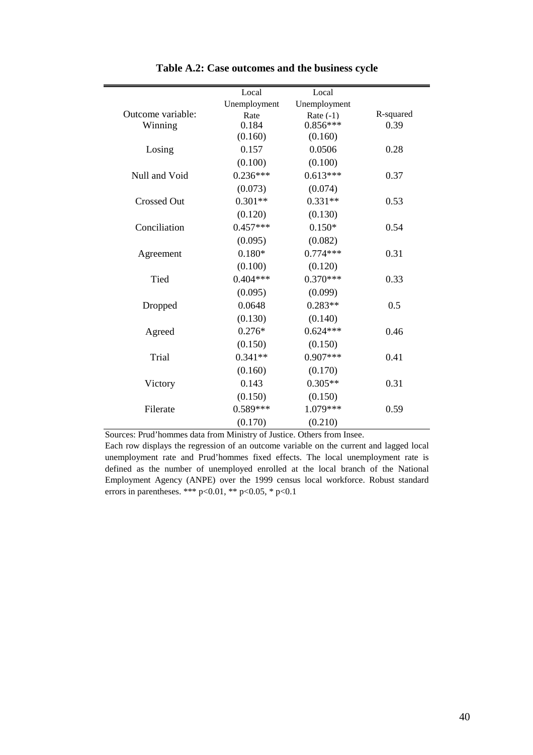**Table A.2: Case outcomes and the business cycle**

| Outcome variable: | Local Unemployment Rate | Local Unemployment Rate (-1) | R-squared |
|---|---|---|---|
| Winning | 0.184 | 0.856*** | 0.39 |
| | (0.160) | (0.160) | |
| Losing | 0.157 | 0.0506 | 0.28 |
| | (0.100) | (0.100) | |
| Null and Void | 0.236*** | 0.613*** | 0.37 |
| | (0.073) | (0.074) | |
| Crossed Out | 0.301** | 0.331** | 0.53 |
| | (0.120) | (0.130) | |
| Conciliation | 0.457*** | 0.150* | 0.54 |
| | (0.095) | (0.082) | |
| Agreement | 0.180* | 0.774*** | 0.31 |
| | (0.100) | (0.120) | |
| Tied | 0.404*** | 0.370*** | 0.33 |
| | (0.095) | (0.099) | |
| Dropped | 0.0648 | 0.283** | 0.5 |
| | (0.130) | (0.140) | |
| Agreed | 0.276* | 0.624*** | 0.46 |
| | (0.150) | (0.150) | |
| Trial | 0.341** | 0.907*** | 0.41 |
| | (0.160) | (0.170) | |
| Victory | 0.143 | 0.305** | 0.31 |
| | (0.150) | (0.150) | |
| Filerate | 0.589*** | 1.079*** | 0.59 |
| | (0.170) | (0.210) | |

Sources: Prud'hommes data from Ministry of Justice. Others from Insee.

Each row displays the regression of an outcome variable on the current and lagged local unemployment rate and Prud'hommes fixed effects. The local unemployment rate is defined as the number of unemployed enrolled at the local branch of the National Employment Agency (ANPE) over the 1999 census local workforce. Robust standard errors in parentheses. *** p<0.01, ** p<0.05, * p<0.1